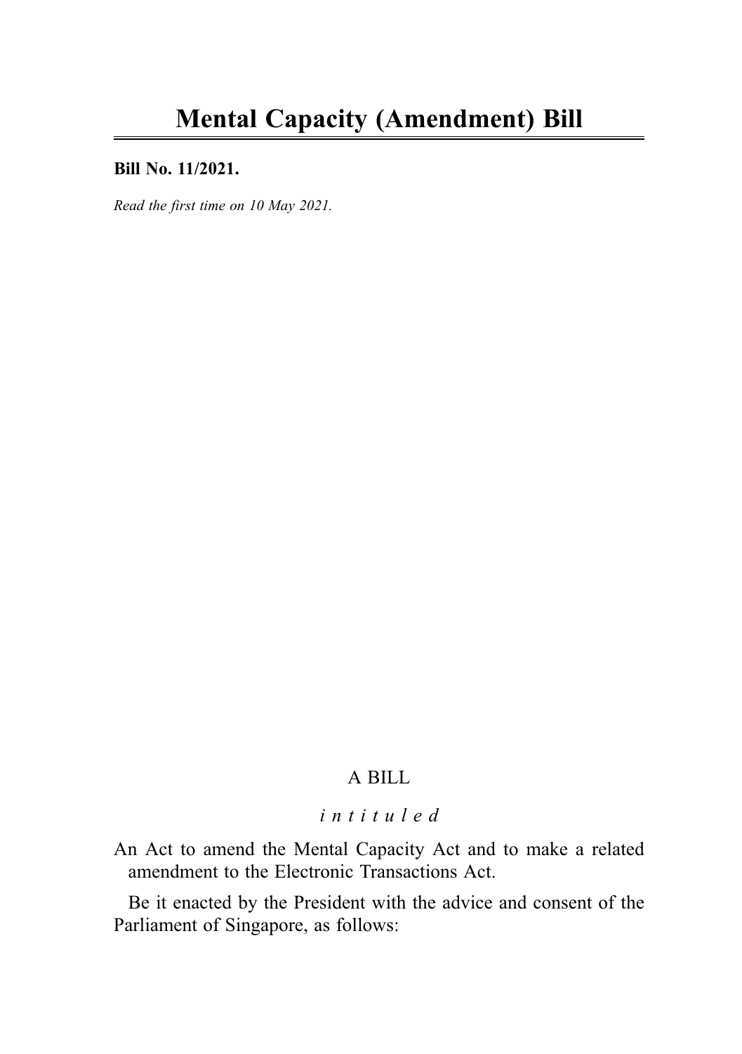# Mental Capacity (Amendment) Bill

**Bill No. 11/2021.**

*Read the first time on 10 May 2021.*

A BILL

*intituled*

An Act to amend the Mental Capacity Act and to make a related amendment to the Electronic Transactions Act.

Be it enacted by the President with the advice and consent of the Parliament of Singapore, as follows: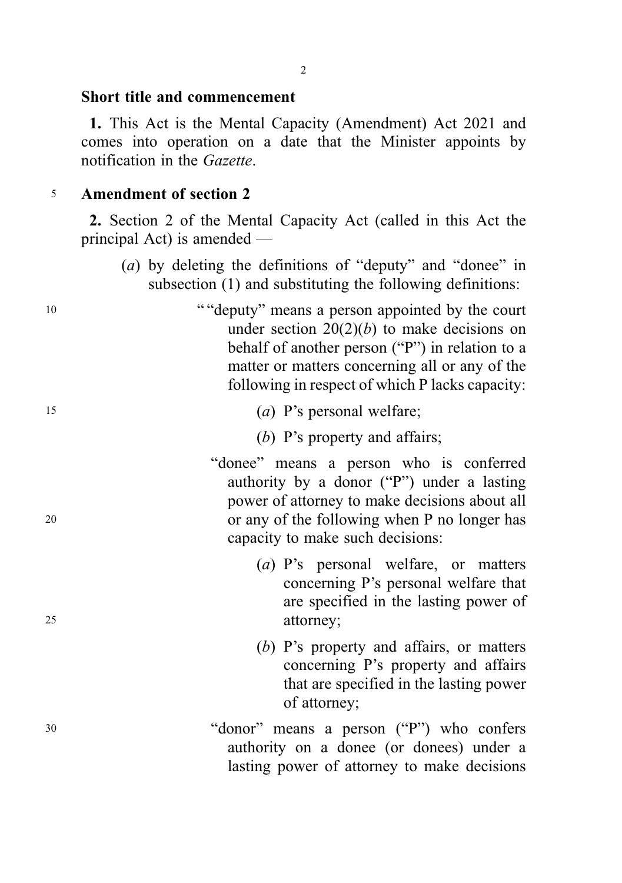**Short title and commencement**

**1.** This Act is the Mental Capacity (Amendment) Act 2021 and comes into operation on a date that the Minister appoints by notification in the *Gazette*.

**Amendment of section 2**

**2.** Section 2 of the Mental Capacity Act (called in this Act the principal Act) is amended —

(*a*) by deleting the definitions of "deputy" and "donee" in subsection (1) and substituting the following definitions:

> ""deputy" means a person appointed by the court under section 20(2)(*b*) to make decisions on behalf of another person ("P") in relation to a matter or matters concerning all or any of the following in respect of which P lacks capacity:
>
> (*a*) P's personal welfare;
>
> (*b*) P's property and affairs;
>
> "donee" means a person who is conferred authority by a donor ("P") under a lasting power of attorney to make decisions about all or any of the following when P no longer has capacity to make such decisions:
>
> (*a*) P's personal welfare, or matters concerning P's personal welfare that are specified in the lasting power of attorney;
>
> (*b*) P's property and affairs, or matters concerning P's property and affairs that are specified in the lasting power of attorney;
>
> "donor" means a person ("P") who confers authority on a donee (or donees) under a lasting power of attorney to make decisions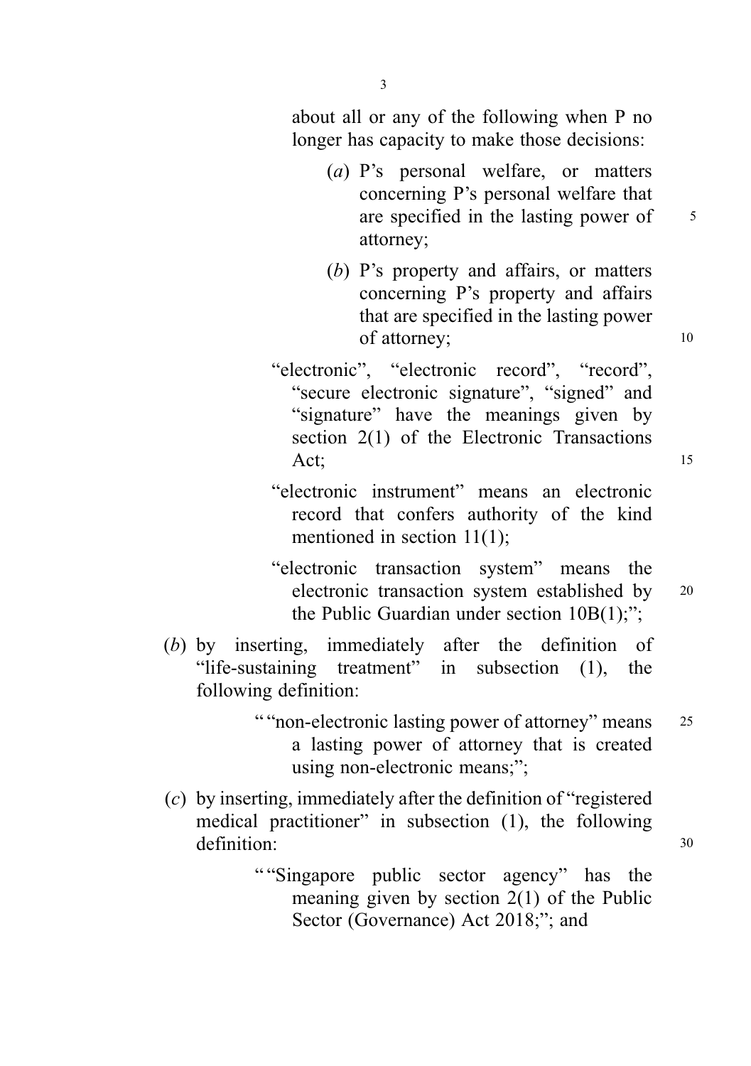about all or any of the following when P no longer has capacity to make those decisions:

(*a*) P's personal welfare, or matters concerning P's personal welfare that are specified in the lasting power of attorney;

(*b*) P's property and affairs, or matters concerning P's property and affairs that are specified in the lasting power of attorney;

"electronic", "electronic record", "record", "secure electronic signature", "signed" and "signature" have the meanings given by section 2(1) of the Electronic Transactions Act;

"electronic instrument" means an electronic record that confers authority of the kind mentioned in section 11(1);

"electronic transaction system" means the electronic transaction system established by the Public Guardian under section 10B(1);";

(*b*) by inserting, immediately after the definition of "life-sustaining treatment" in subsection (1), the following definition:

""non-electronic lasting power of attorney" means a lasting power of attorney that is created using non-electronic means;";

(*c*) by inserting, immediately after the definition of "registered medical practitioner" in subsection (1), the following definition:

""Singapore public sector agency" has the meaning given by section 2(1) of the Public Sector (Governance) Act 2018;"; and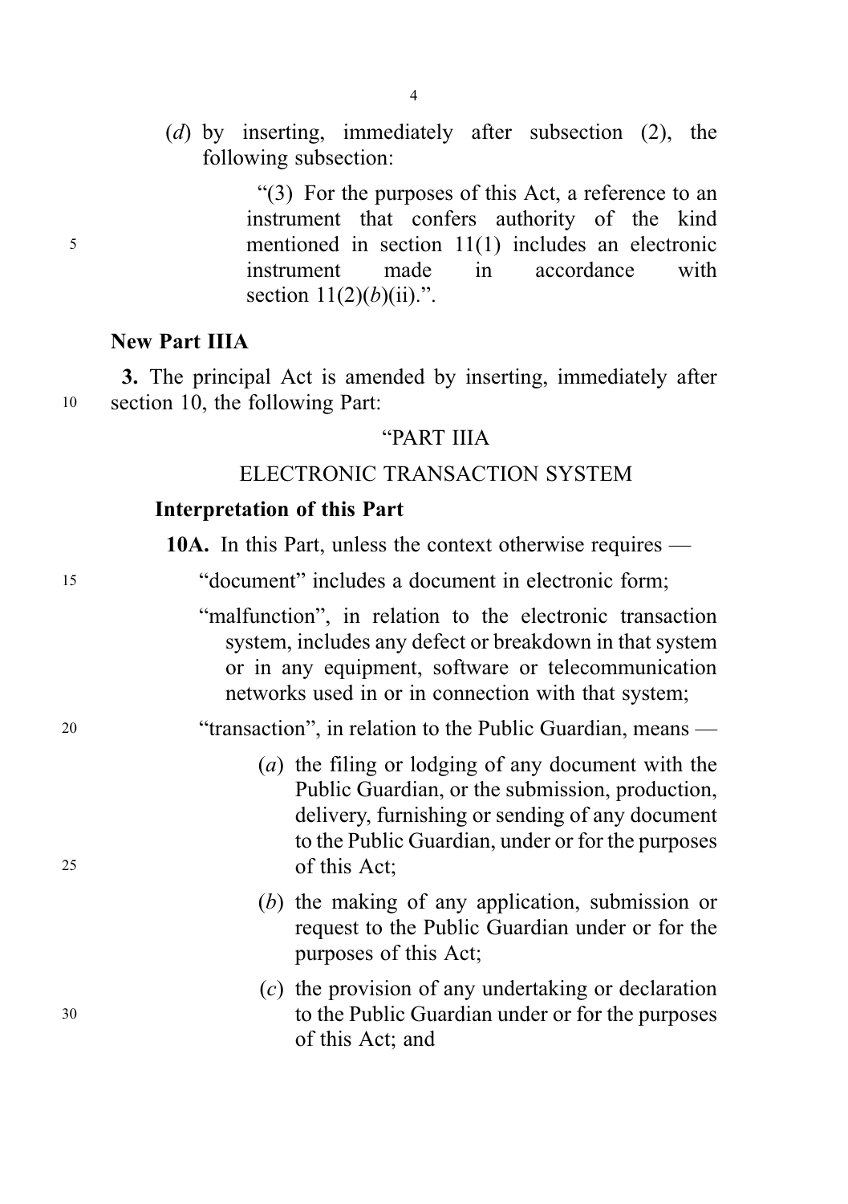(*d*) by inserting, immediately after subsection (2), the following subsection:

"(3) For the purposes of this Act, a reference to an instrument that confers authority of the kind mentioned in section 11(1) includes an electronic instrument made in accordance with section 11(2)(*b*)(ii).".

**New Part IIIA**

**3.** The principal Act is amended by inserting, immediately after section 10, the following Part:

"PART IIIA

ELECTRONIC TRANSACTION SYSTEM

**Interpretation of this Part**

**10A.** In this Part, unless the context otherwise requires —

"document" includes a document in electronic form;

"malfunction", in relation to the electronic transaction system, includes any defect or breakdown in that system or in any equipment, software or telecommunication networks used in or in connection with that system;

"transaction", in relation to the Public Guardian, means —

(*a*) the filing or lodging of any document with the Public Guardian, or the submission, production, delivery, furnishing or sending of any document to the Public Guardian, under or for the purposes of this Act;

(*b*) the making of any application, submission or request to the Public Guardian under or for the purposes of this Act;

(*c*) the provision of any undertaking or declaration to the Public Guardian under or for the purposes of this Act; and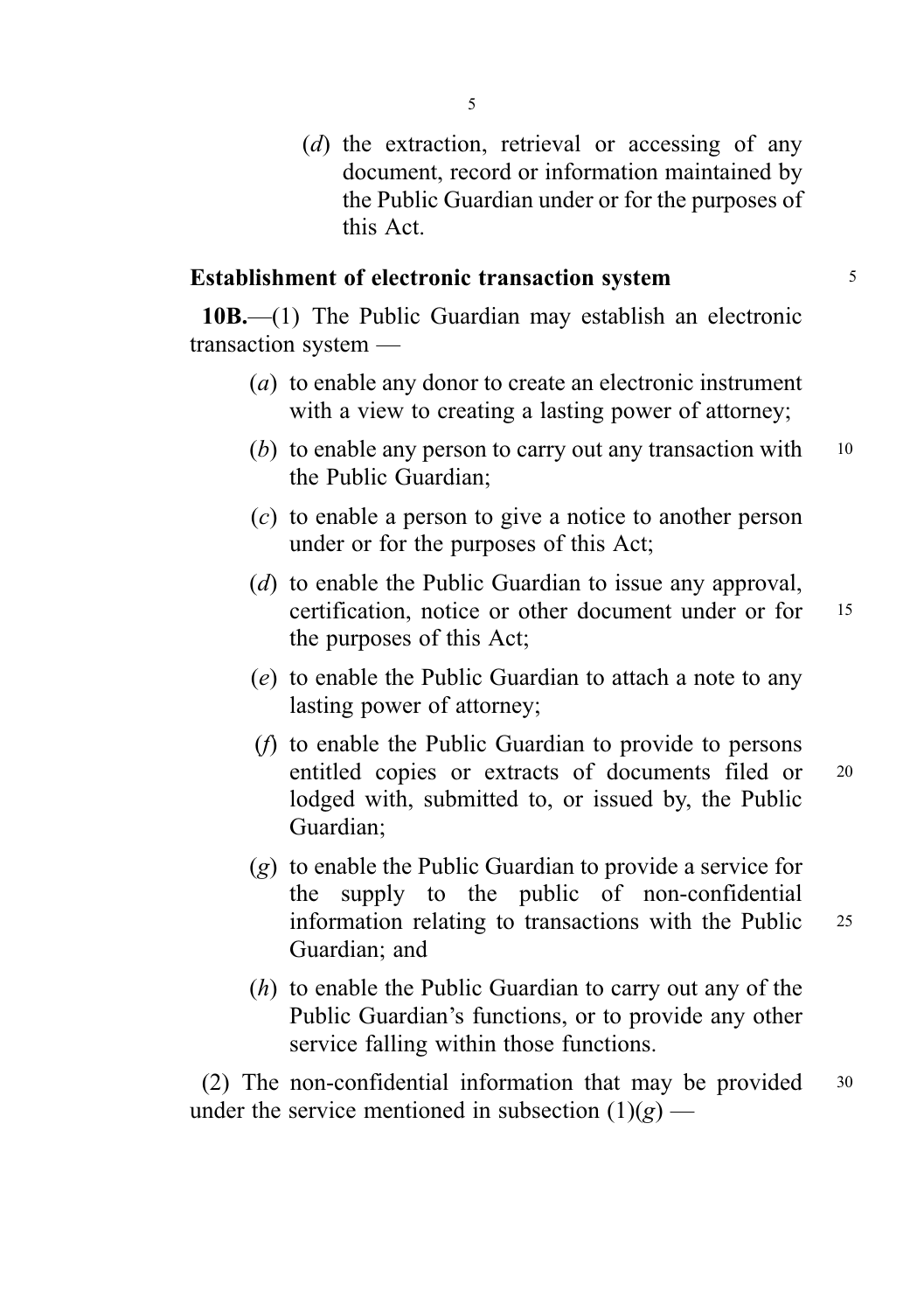(*d*) the extraction, retrieval or accessing of any document, record or information maintained by the Public Guardian under or for the purposes of this Act.

**Establishment of electronic transaction system**

**10B.**—(1) The Public Guardian may establish an electronic transaction system —

(*a*) to enable any donor to create an electronic instrument with a view to creating a lasting power of attorney;

(*b*) to enable any person to carry out any transaction with the Public Guardian;

(*c*) to enable a person to give a notice to another person under or for the purposes of this Act;

(*d*) to enable the Public Guardian to issue any approval, certification, notice or other document under or for the purposes of this Act;

(*e*) to enable the Public Guardian to attach a note to any lasting power of attorney;

(*f*) to enable the Public Guardian to provide to persons entitled copies or extracts of documents filed or lodged with, submitted to, or issued by, the Public Guardian;

(*g*) to enable the Public Guardian to provide a service for the supply to the public of non-confidential information relating to transactions with the Public Guardian; and

(*h*) to enable the Public Guardian to carry out any of the Public Guardian's functions, or to provide any other service falling within those functions.

(2) The non-confidential information that may be provided under the service mentioned in subsection (1)(*g*) —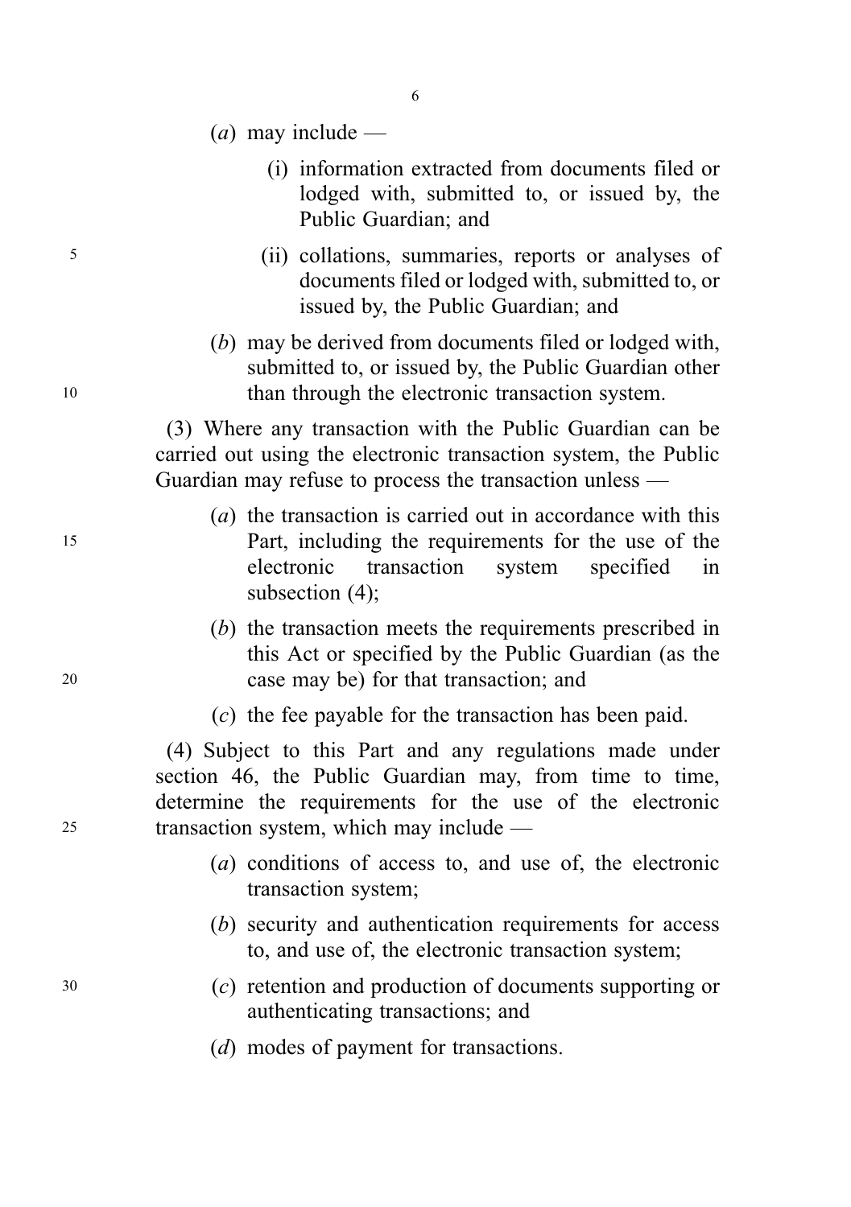(*a*) may include —

(i) information extracted from documents filed or lodged with, submitted to, or issued by, the Public Guardian; and

(ii) collations, summaries, reports or analyses of documents filed or lodged with, submitted to, or issued by, the Public Guardian; and

(*b*) may be derived from documents filed or lodged with, submitted to, or issued by, the Public Guardian other than through the electronic transaction system.

(3) Where any transaction with the Public Guardian can be carried out using the electronic transaction system, the Public Guardian may refuse to process the transaction unless —

(*a*) the transaction is carried out in accordance with this Part, including the requirements for the use of the electronic transaction system specified in subsection (4);

(*b*) the transaction meets the requirements prescribed in this Act or specified by the Public Guardian (as the case may be) for that transaction; and

(*c*) the fee payable for the transaction has been paid.

(4) Subject to this Part and any regulations made under section 46, the Public Guardian may, from time to time, determine the requirements for the use of the electronic transaction system, which may include —

(*a*) conditions of access to, and use of, the electronic transaction system;

(*b*) security and authentication requirements for access to, and use of, the electronic transaction system;

(*c*) retention and production of documents supporting or authenticating transactions; and

(*d*) modes of payment for transactions.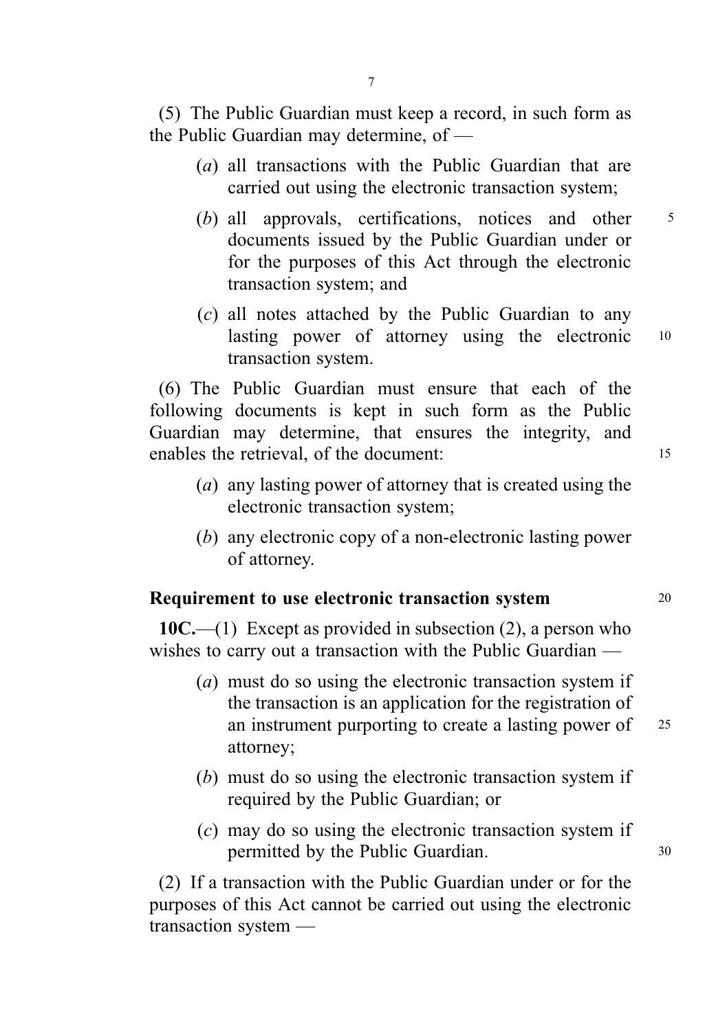(5) The Public Guardian must keep a record, in such form as the Public Guardian may determine, of —

(*a*) all transactions with the Public Guardian that are carried out using the electronic transaction system;

(*b*) all approvals, certifications, notices and other documents issued by the Public Guardian under or for the purposes of this Act through the electronic transaction system; and

(*c*) all notes attached by the Public Guardian to any lasting power of attorney using the electronic transaction system.

(6) The Public Guardian must ensure that each of the following documents is kept in such form as the Public Guardian may determine, that ensures the integrity, and enables the retrieval, of the document:

(*a*) any lasting power of attorney that is created using the electronic transaction system;

(*b*) any electronic copy of a non-electronic lasting power of attorney.

**Requirement to use electronic transaction system**

**10C.**—(1) Except as provided in subsection (2), a person who wishes to carry out a transaction with the Public Guardian —

(*a*) must do so using the electronic transaction system if the transaction is an application for the registration of an instrument purporting to create a lasting power of attorney;

(*b*) must do so using the electronic transaction system if required by the Public Guardian; or

(*c*) may do so using the electronic transaction system if permitted by the Public Guardian.

(2) If a transaction with the Public Guardian under or for the purposes of this Act cannot be carried out using the electronic transaction system —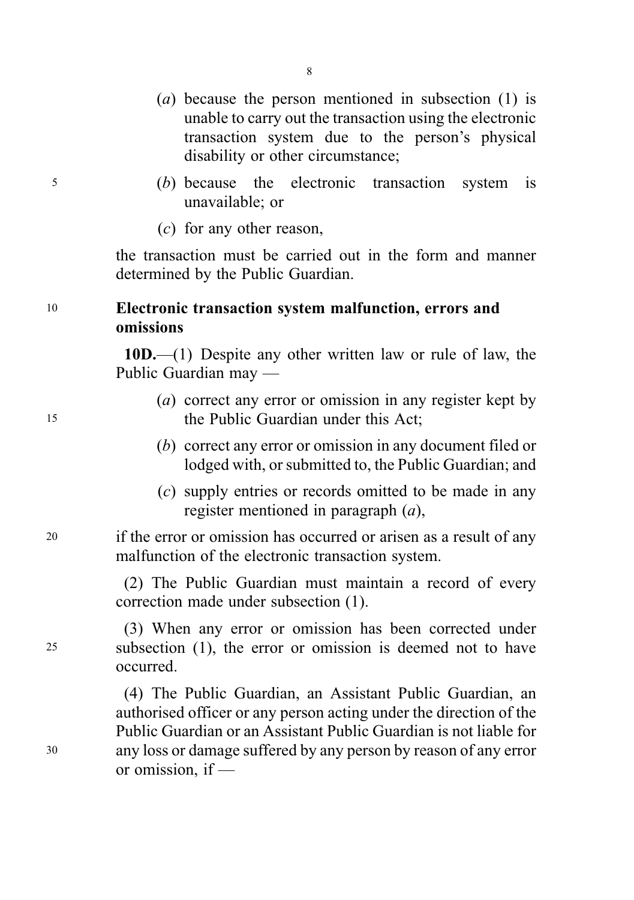(*a*) because the person mentioned in subsection (1) is unable to carry out the transaction using the electronic transaction system due to the person's physical disability or other circumstance;

(*b*) because the electronic transaction system is unavailable; or

(*c*) for any other reason,

the transaction must be carried out in the form and manner determined by the Public Guardian.

**Electronic transaction system malfunction, errors and omissions**

**10D.**—(1) Despite any other written law or rule of law, the Public Guardian may —

(*a*) correct any error or omission in any register kept by the Public Guardian under this Act;

(*b*) correct any error or omission in any document filed or lodged with, or submitted to, the Public Guardian; and

(*c*) supply entries or records omitted to be made in any register mentioned in paragraph (*a*),

if the error or omission has occurred or arisen as a result of any malfunction of the electronic transaction system.

(2) The Public Guardian must maintain a record of every correction made under subsection (1).

(3) When any error or omission has been corrected under subsection (1), the error or omission is deemed not to have occurred.

(4) The Public Guardian, an Assistant Public Guardian, an authorised officer or any person acting under the direction of the Public Guardian or an Assistant Public Guardian is not liable for any loss or damage suffered by any person by reason of any error or omission, if —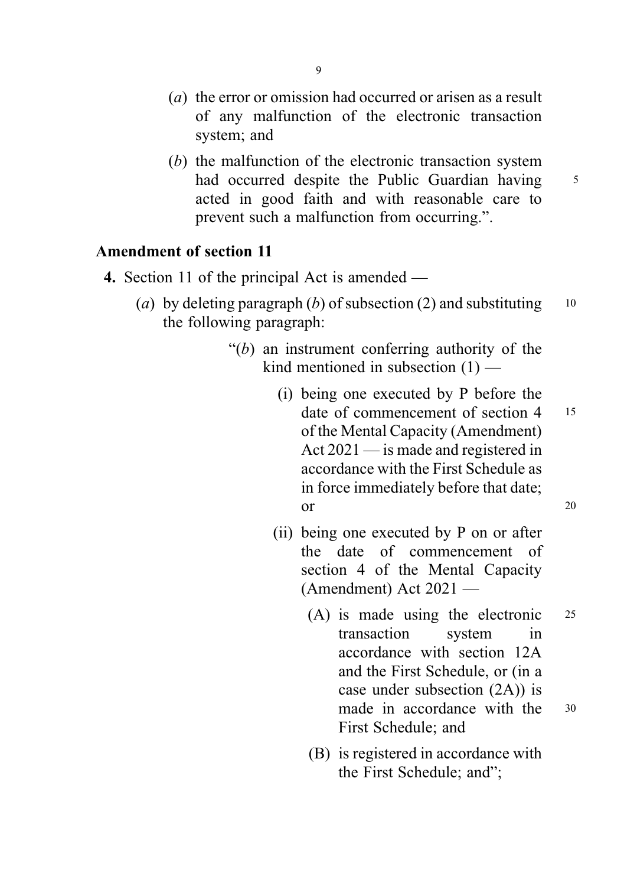(*a*) the error or omission had occurred or arisen as a result of any malfunction of the electronic transaction system; and

(*b*) the malfunction of the electronic transaction system had occurred despite the Public Guardian having acted in good faith and with reasonable care to prevent such a malfunction from occurring.".

**Amendment of section 11**

**4.** Section 11 of the principal Act is amended —

(*a*) by deleting paragraph (*b*) of subsection (2) and substituting the following paragraph:

> "(*b*) an instrument conferring authority of the kind mentioned in subsection (1) —
>
> (i) being one executed by P before the date of commencement of section 4 of the Mental Capacity (Amendment) Act 2021 — is made and registered in accordance with the First Schedule as in force immediately before that date; or
>
> (ii) being one executed by P on or after the date of commencement of section 4 of the Mental Capacity (Amendment) Act 2021 —
>
> (A) is made using the electronic transaction system in accordance with section 12A and the First Schedule, or (in a case under subsection (2A)) is made in accordance with the First Schedule; and
>
> (B) is registered in accordance with the First Schedule; and";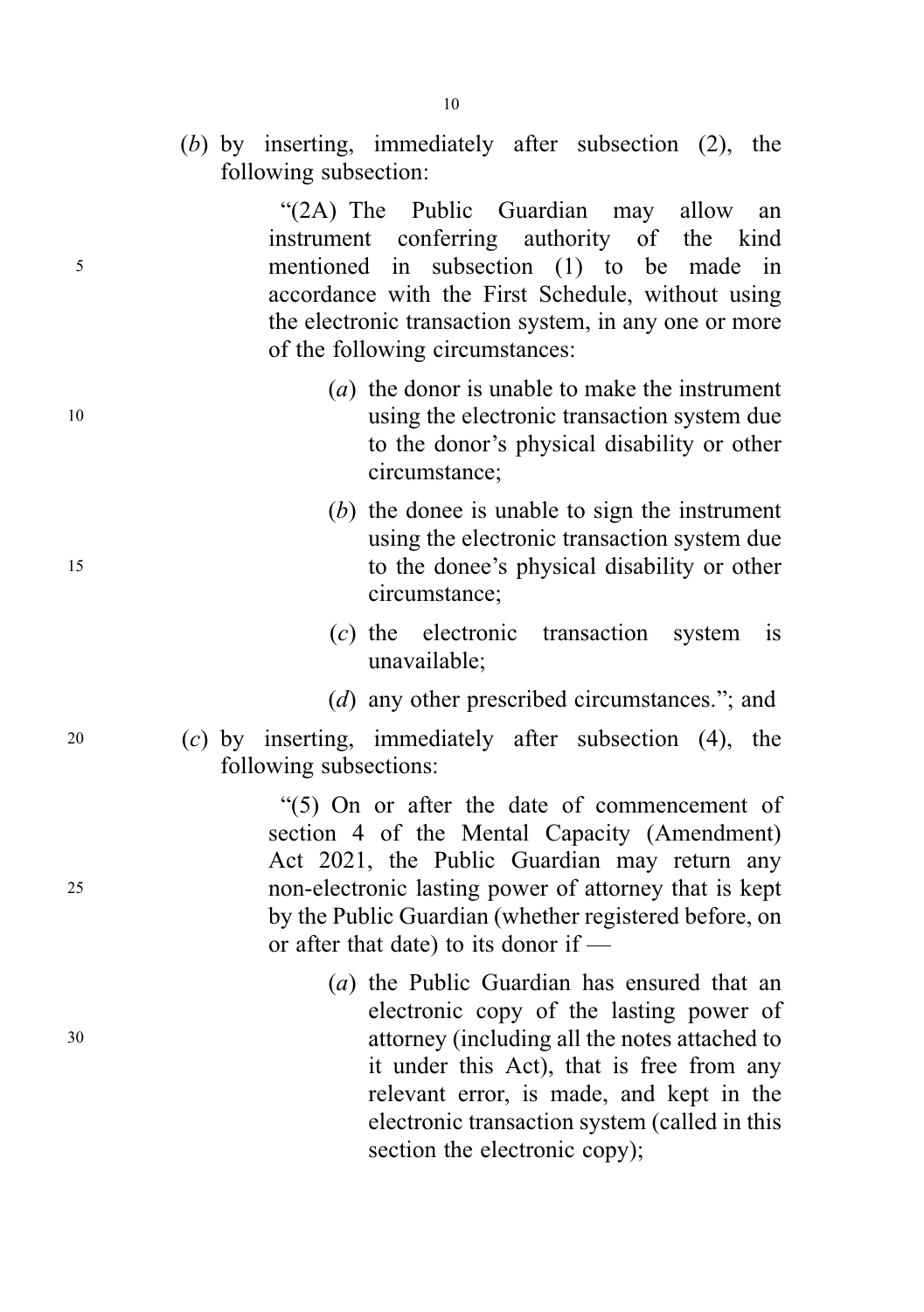(*b*) by inserting, immediately after subsection (2), the following subsection:

> "(2A) The Public Guardian may allow an instrument conferring authority of the kind mentioned in subsection (1) to be made in accordance with the First Schedule, without using the electronic transaction system, in any one or more of the following circumstances:
>
> (*a*) the donor is unable to make the instrument using the electronic transaction system due to the donor's physical disability or other circumstance;
>
> (*b*) the donee is unable to sign the instrument using the electronic transaction system due to the donee's physical disability or other circumstance;
>
> (*c*) the electronic transaction system is unavailable;
>
> (*d*) any other prescribed circumstances."; and

(*c*) by inserting, immediately after subsection (4), the following subsections:

> "(5) On or after the date of commencement of section 4 of the Mental Capacity (Amendment) Act 2021, the Public Guardian may return any non-electronic lasting power of attorney that is kept by the Public Guardian (whether registered before, on or after that date) to its donor if —
>
> (*a*) the Public Guardian has ensured that an electronic copy of the lasting power of attorney (including all the notes attached to it under this Act), that is free from any relevant error, is made, and kept in the electronic transaction system (called in this section the electronic copy);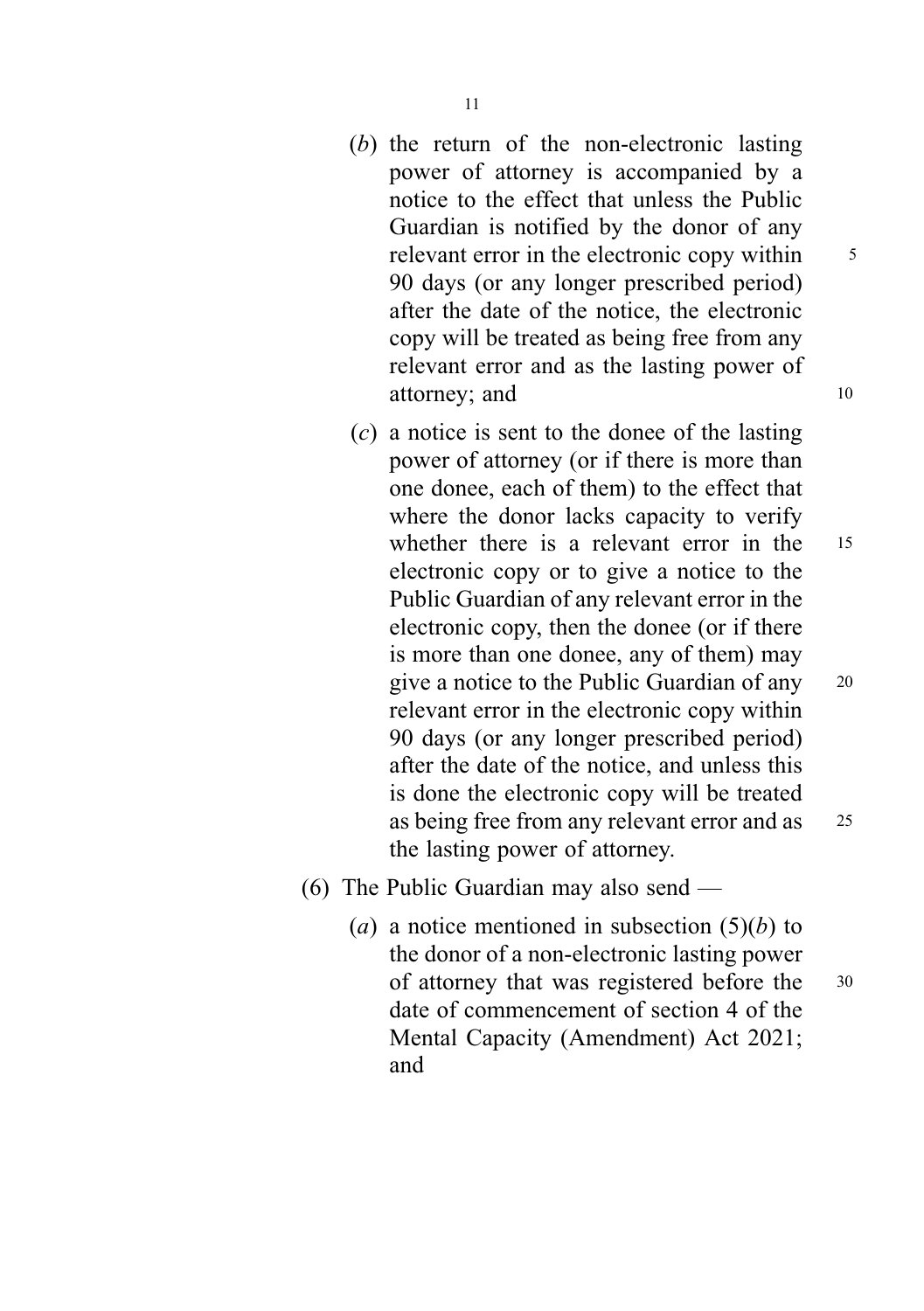(*b*) the return of the non-electronic lasting power of attorney is accompanied by a notice to the effect that unless the Public Guardian is notified by the donor of any relevant error in the electronic copy within 90 days (or any longer prescribed period) after the date of the notice, the electronic copy will be treated as being free from any relevant error and as the lasting power of attorney; and

(*c*) a notice is sent to the donee of the lasting power of attorney (or if there is more than one donee, each of them) to the effect that where the donor lacks capacity to verify whether there is a relevant error in the electronic copy or to give a notice to the Public Guardian of any relevant error in the electronic copy, then the donee (or if there is more than one donee, any of them) may give a notice to the Public Guardian of any relevant error in the electronic copy within 90 days (or any longer prescribed period) after the date of the notice, and unless this is done the electronic copy will be treated as being free from any relevant error and as the lasting power of attorney.

(6) The Public Guardian may also send —

(*a*) a notice mentioned in subsection (5)(*b*) to the donor of a non-electronic lasting power of attorney that was registered before the date of commencement of section 4 of the Mental Capacity (Amendment) Act 2021; and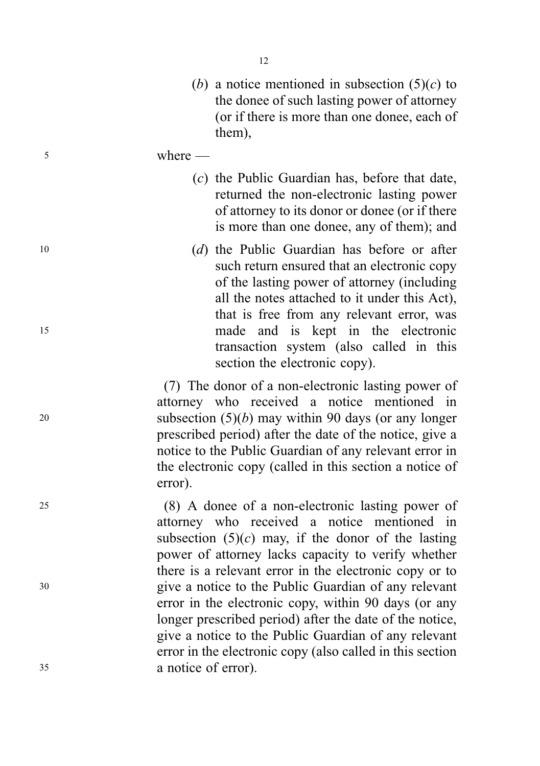(*b*) a notice mentioned in subsection (5)(*c*) to the donee of such lasting power of attorney (or if there is more than one donee, each of them),

where —

(*c*) the Public Guardian has, before that date, returned the non-electronic lasting power of attorney to its donor or donee (or if there is more than one donee, any of them); and

(*d*) the Public Guardian has before or after such return ensured that an electronic copy of the lasting power of attorney (including all the notes attached to it under this Act), that is free from any relevant error, was made and is kept in the electronic transaction system (also called in this section the electronic copy).

(7) The donor of a non-electronic lasting power of attorney who received a notice mentioned in subsection (5)(*b*) may within 90 days (or any longer prescribed period) after the date of the notice, give a notice to the Public Guardian of any relevant error in the electronic copy (called in this section a notice of error).

(8) A donee of a non-electronic lasting power of attorney who received a notice mentioned in subsection (5)(*c*) may, if the donor of the lasting power of attorney lacks capacity to verify whether there is a relevant error in the electronic copy or to give a notice to the Public Guardian of any relevant error in the electronic copy, within 90 days (or any longer prescribed period) after the date of the notice, give a notice to the Public Guardian of any relevant error in the electronic copy (also called in this section a notice of error).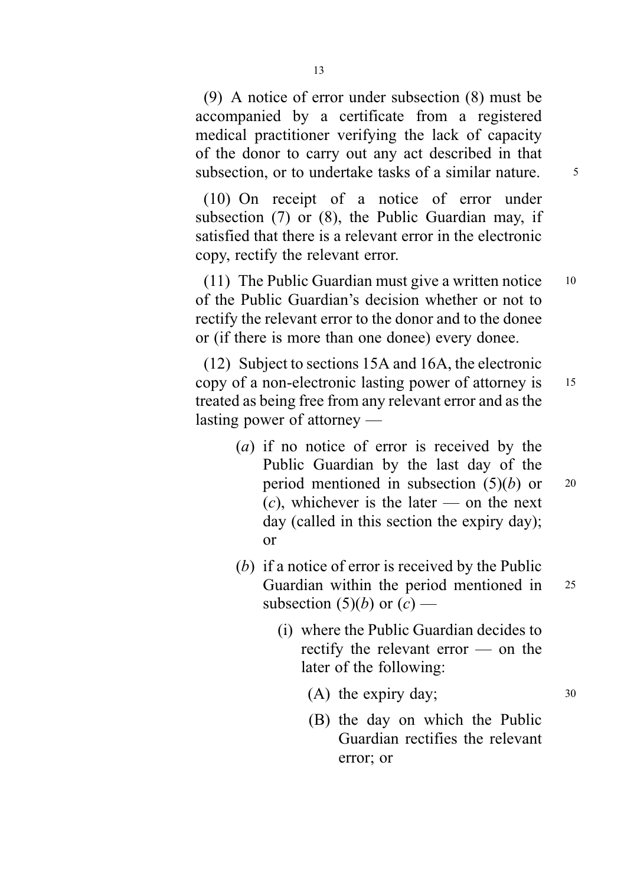(9) A notice of error under subsection (8) must be accompanied by a certificate from a registered medical practitioner verifying the lack of capacity of the donor to carry out any act described in that subsection, or to undertake tasks of a similar nature.

(10) On receipt of a notice of error under subsection (7) or (8), the Public Guardian may, if satisfied that there is a relevant error in the electronic copy, rectify the relevant error.

(11) The Public Guardian must give a written notice of the Public Guardian's decision whether or not to rectify the relevant error to the donor and to the donee or (if there is more than one donee) every donee.

(12) Subject to sections 15A and 16A, the electronic copy of a non-electronic lasting power of attorney is treated as being free from any relevant error and as the lasting power of attorney —

- (*a*) if no notice of error is received by the Public Guardian by the last day of the period mentioned in subsection (5)(*b*) or (*c*), whichever is the later — on the next day (called in this section the expiry day); or
- (*b*) if a notice of error is received by the Public Guardian within the period mentioned in subsection (5)(*b*) or (*c*) —
  - (i) where the Public Guardian decides to rectify the relevant error — on the later of the following:
    - (A) the expiry day;
    - (B) the day on which the Public Guardian rectifies the relevant error; or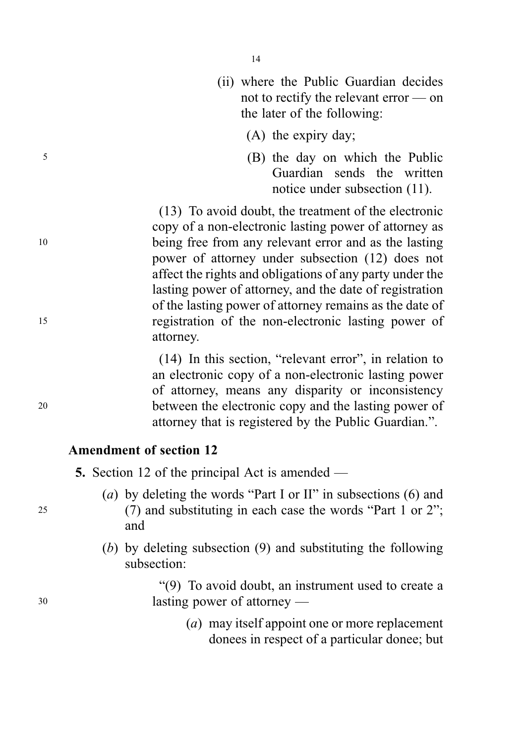(ii) where the Public Guardian decides not to rectify the relevant error — on the later of the following:

(A) the expiry day;

(B) the day on which the Public Guardian sends the written notice under subsection (11).

(13) To avoid doubt, the treatment of the electronic copy of a non-electronic lasting power of attorney as being free from any relevant error and as the lasting power of attorney under subsection (12) does not affect the rights and obligations of any party under the lasting power of attorney, and the date of registration of the lasting power of attorney remains as the date of registration of the non-electronic lasting power of attorney.

(14) In this section, "relevant error", in relation to an electronic copy of a non-electronic lasting power of attorney, means any disparity or inconsistency between the electronic copy and the lasting power of attorney that is registered by the Public Guardian.".

**Amendment of section 12**

**5.** Section 12 of the principal Act is amended —

(*a*) by deleting the words "Part I or II" in subsections (6) and (7) and substituting in each case the words "Part 1 or 2"; and

(*b*) by deleting subsection (9) and substituting the following subsection:

"(9) To avoid doubt, an instrument used to create a lasting power of attorney —

(*a*) may itself appoint one or more replacement donees in respect of a particular donee; but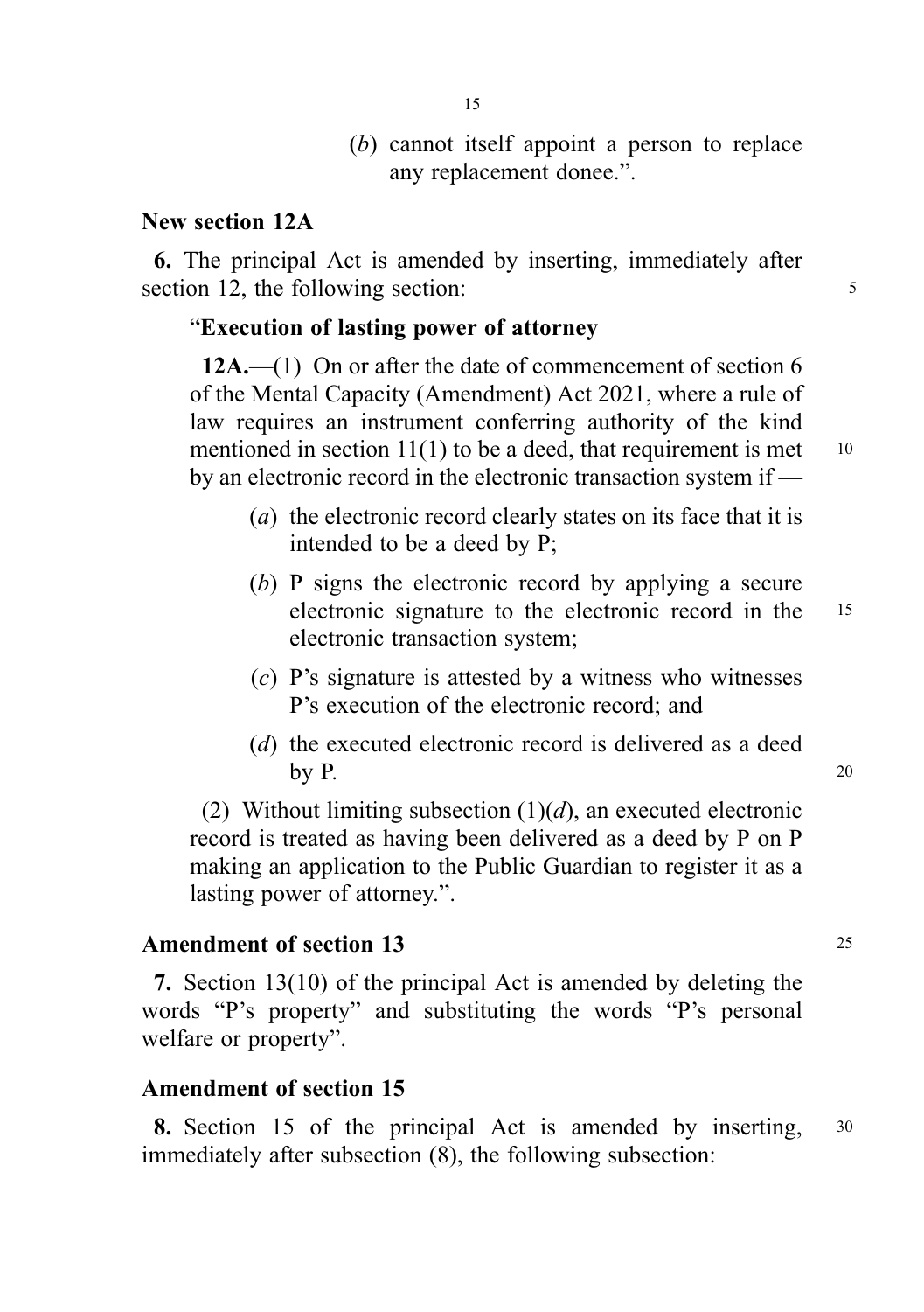(*b*) cannot itself appoint a person to replace any replacement donee.”.

### New section 12A

**6.** The principal Act is amended by inserting, immediately after section 12, the following section:

“**Execution of lasting power of attorney**

**12A.**—(1) On or after the date of commencement of section 6 of the Mental Capacity (Amendment) Act 2021, where a rule of law requires an instrument conferring authority of the kind mentioned in section 11(1) to be a deed, that requirement is met by an electronic record in the electronic transaction system if —

(*a*) the electronic record clearly states on its face that it is intended to be a deed by P;

(*b*) P signs the electronic record by applying a secure electronic signature to the electronic record in the electronic transaction system;

(*c*) P’s signature is attested by a witness who witnesses P’s execution of the electronic record; and

(*d*) the executed electronic record is delivered as a deed by P.

(2) Without limiting subsection (1)(*d*), an executed electronic record is treated as having been delivered as a deed by P on P making an application to the Public Guardian to register it as a lasting power of attorney.”.

### Amendment of section 13

**7.** Section 13(10) of the principal Act is amended by deleting the words “P’s property” and substituting the words “P’s personal welfare or property”.

### Amendment of section 15

**8.** Section 15 of the principal Act is amended by inserting, immediately after subsection (8), the following subsection: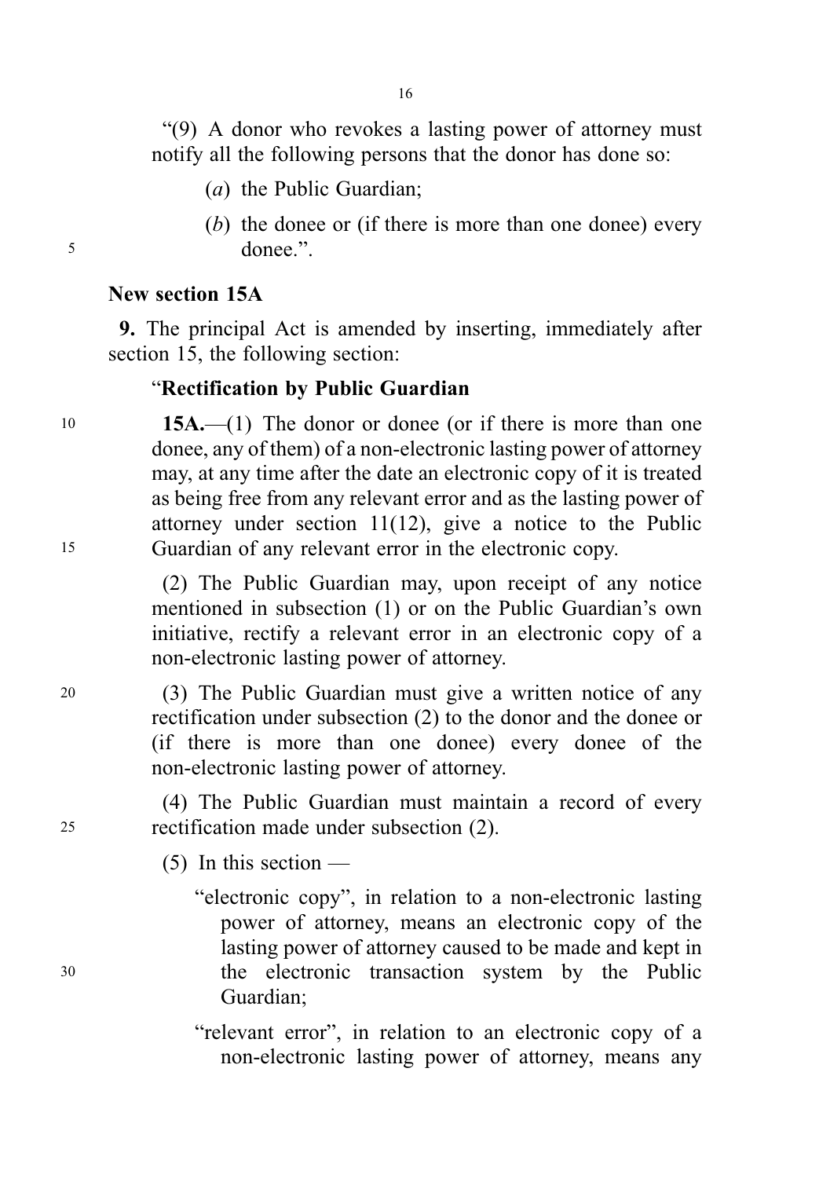"(9) A donor who revokes a lasting power of attorney must notify all the following persons that the donor has done so:

(*a*) the Public Guardian;

(*b*) the donee or (if there is more than one donee) every donee.".

### New section 15A

**9.** The principal Act is amended by inserting, immediately after section 15, the following section:

"**Rectification by Public Guardian**

**15A.**—(1) The donor or donee (or if there is more than one donee, any of them) of a non-electronic lasting power of attorney may, at any time after the date an electronic copy of it is treated as being free from any relevant error and as the lasting power of attorney under section 11(12), give a notice to the Public Guardian of any relevant error in the electronic copy.

(2) The Public Guardian may, upon receipt of any notice mentioned in subsection (1) or on the Public Guardian's own initiative, rectify a relevant error in an electronic copy of a non-electronic lasting power of attorney.

(3) The Public Guardian must give a written notice of any rectification under subsection (2) to the donor and the donee or (if there is more than one donee) every donee of the non-electronic lasting power of attorney.

(4) The Public Guardian must maintain a record of every rectification made under subsection (2).

(5) In this section —

"electronic copy", in relation to a non-electronic lasting power of attorney, means an electronic copy of the lasting power of attorney caused to be made and kept in the electronic transaction system by the Public Guardian;

"relevant error", in relation to an electronic copy of a non-electronic lasting power of attorney, means any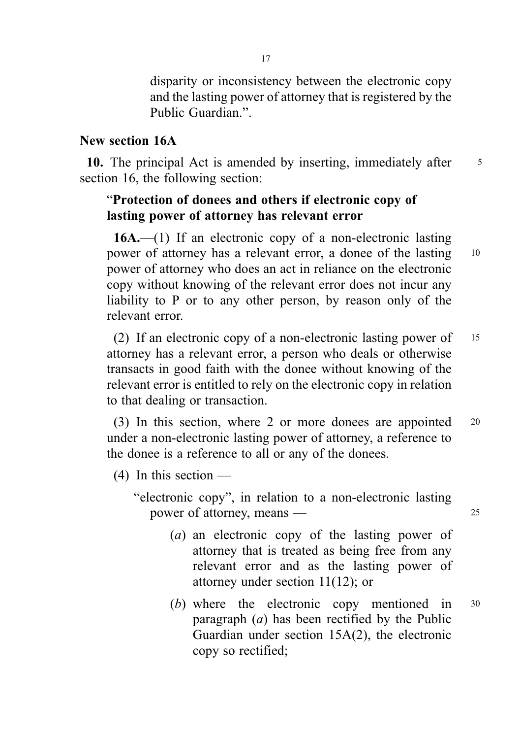disparity or inconsistency between the electronic copy and the lasting power of attorney that is registered by the Public Guardian.".

**New section 16A**

**10.** The principal Act is amended by inserting, immediately after section 16, the following section:

"**Protection of donees and others if electronic copy of lasting power of attorney has relevant error**

**16A.**—(1) If an electronic copy of a non-electronic lasting power of attorney has a relevant error, a donee of the lasting power of attorney who does an act in reliance on the electronic copy without knowing of the relevant error does not incur any liability to P or to any other person, by reason only of the relevant error.

(2) If an electronic copy of a non-electronic lasting power of attorney has a relevant error, a person who deals or otherwise transacts in good faith with the donee without knowing of the relevant error is entitled to rely on the electronic copy in relation to that dealing or transaction.

(3) In this section, where 2 or more donees are appointed under a non-electronic lasting power of attorney, a reference to the donee is a reference to all or any of the donees.

(4) In this section —

"electronic copy", in relation to a non-electronic lasting power of attorney, means —

(*a*) an electronic copy of the lasting power of attorney that is treated as being free from any relevant error and as the lasting power of attorney under section 11(12); or

(*b*) where the electronic copy mentioned in paragraph (*a*) has been rectified by the Public Guardian under section 15A(2), the electronic copy so rectified;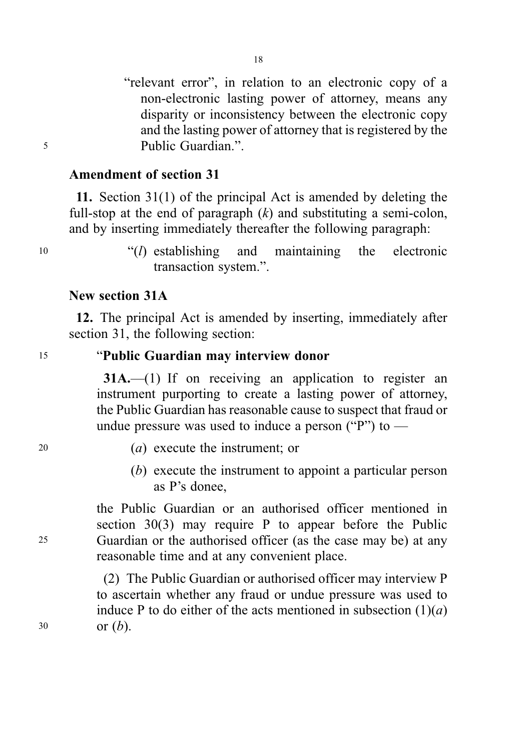"relevant error", in relation to an electronic copy of a non-electronic lasting power of attorney, means any disparity or inconsistency between the electronic copy and the lasting power of attorney that is registered by the Public Guardian.".

### Amendment of section 31

**11.** Section 31(1) of the principal Act is amended by deleting the full-stop at the end of paragraph (*k*) and substituting a semi-colon, and by inserting immediately thereafter the following paragraph:

"(*l*) establishing and maintaining the electronic transaction system.".

### New section 31A

**12.** The principal Act is amended by inserting, immediately after section 31, the following section:

"**Public Guardian may interview donor**

**31A.**—(1) If on receiving an application to register an instrument purporting to create a lasting power of attorney, the Public Guardian has reasonable cause to suspect that fraud or undue pressure was used to induce a person ("P") to —

(*a*) execute the instrument; or

(*b*) execute the instrument to appoint a particular person as P's donee,

the Public Guardian or an authorised officer mentioned in section 30(3) may require P to appear before the Public Guardian or the authorised officer (as the case may be) at any reasonable time and at any convenient place.

(2) The Public Guardian or authorised officer may interview P to ascertain whether any fraud or undue pressure was used to induce P to do either of the acts mentioned in subsection (1)(*a*) or (*b*).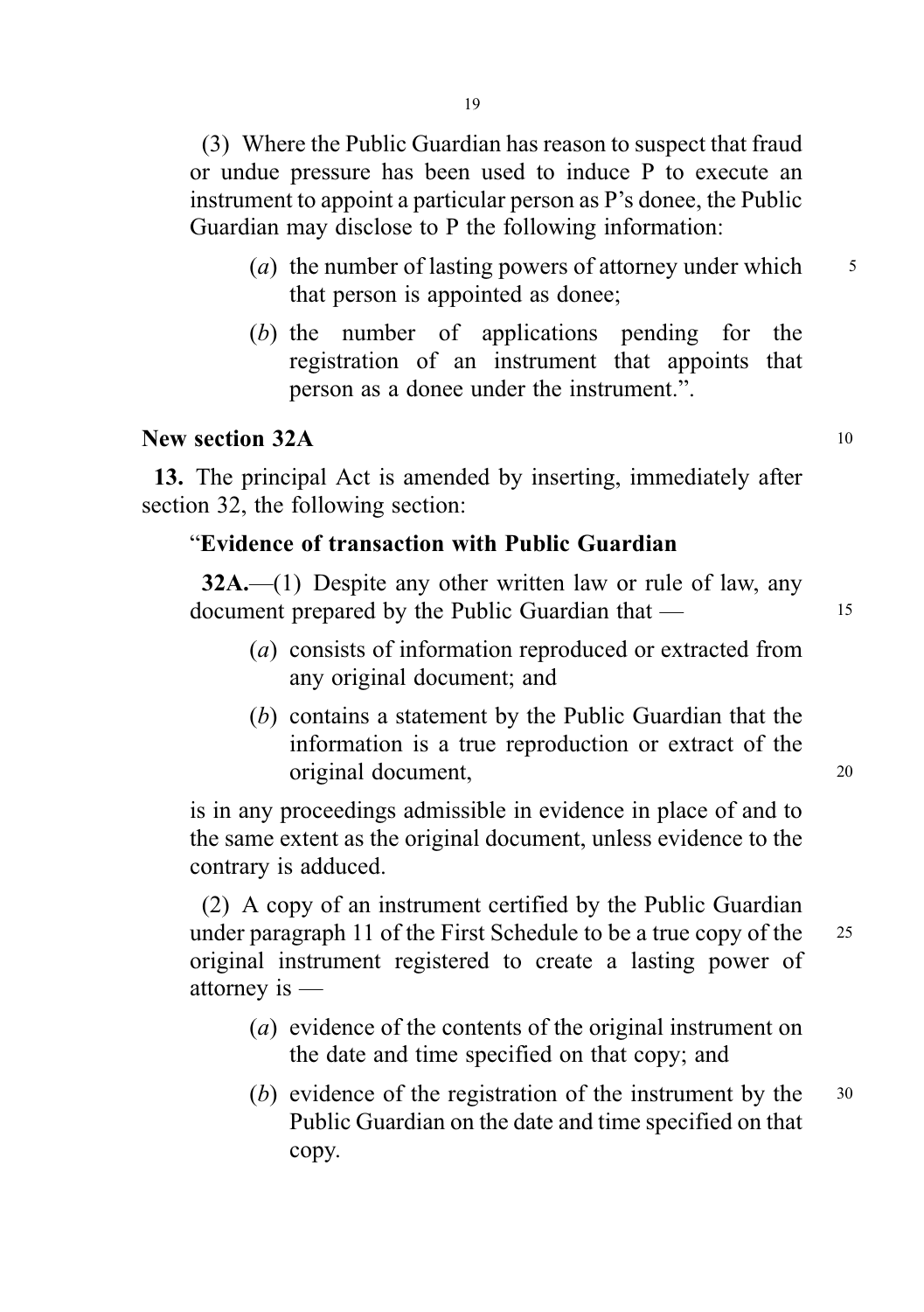(3) Where the Public Guardian has reason to suspect that fraud or undue pressure has been used to induce P to execute an instrument to appoint a particular person as P's donee, the Public Guardian may disclose to P the following information:

(*a*) the number of lasting powers of attorney under which that person is appointed as donee;

(*b*) the number of applications pending for the registration of an instrument that appoints that person as a donee under the instrument.".

**New section 32A**

**13.** The principal Act is amended by inserting, immediately after section 32, the following section:

"**Evidence of transaction with Public Guardian**

**32A.**—(1) Despite any other written law or rule of law, any document prepared by the Public Guardian that —

(*a*) consists of information reproduced or extracted from any original document; and

(*b*) contains a statement by the Public Guardian that the information is a true reproduction or extract of the original document,

is in any proceedings admissible in evidence in place of and to the same extent as the original document, unless evidence to the contrary is adduced.

(2) A copy of an instrument certified by the Public Guardian under paragraph 11 of the First Schedule to be a true copy of the original instrument registered to create a lasting power of attorney is —

(*a*) evidence of the contents of the original instrument on the date and time specified on that copy; and

(*b*) evidence of the registration of the instrument by the Public Guardian on the date and time specified on that copy.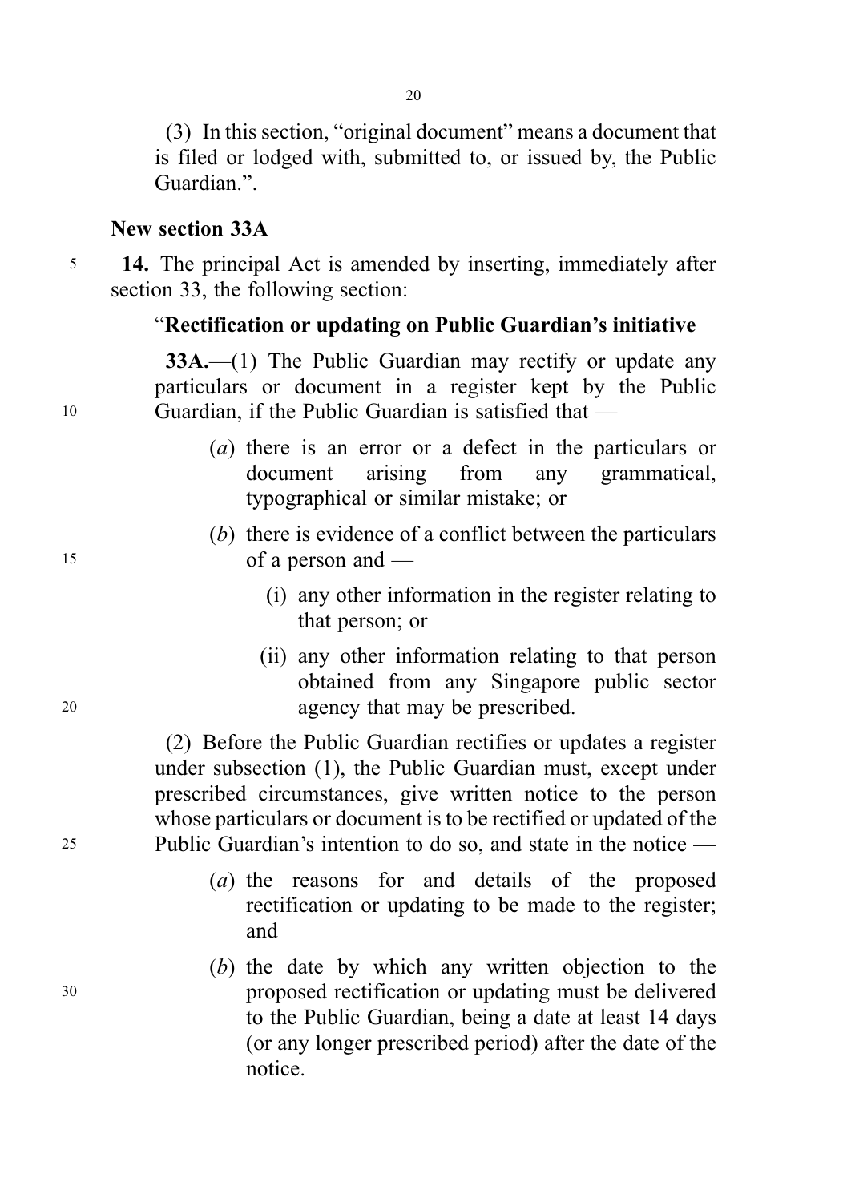(3) In this section, "original document" means a document that is filed or lodged with, submitted to, or issued by, the Public Guardian.".

**New section 33A**

**14.** The principal Act is amended by inserting, immediately after section 33, the following section:

"**Rectification or updating on Public Guardian's initiative**

**33A.**—(1) The Public Guardian may rectify or update any particulars or document in a register kept by the Public Guardian, if the Public Guardian is satisfied that —

(*a*) there is an error or a defect in the particulars or document arising from any grammatical, typographical or similar mistake; or

(*b*) there is evidence of a conflict between the particulars of a person and —

(i) any other information in the register relating to that person; or

(ii) any other information relating to that person obtained from any Singapore public sector agency that may be prescribed.

(2) Before the Public Guardian rectifies or updates a register under subsection (1), the Public Guardian must, except under prescribed circumstances, give written notice to the person whose particulars or document is to be rectified or updated of the Public Guardian's intention to do so, and state in the notice —

(*a*) the reasons for and details of the proposed rectification or updating to be made to the register; and

(*b*) the date by which any written objection to the proposed rectification or updating must be delivered to the Public Guardian, being a date at least 14 days (or any longer prescribed period) after the date of the notice.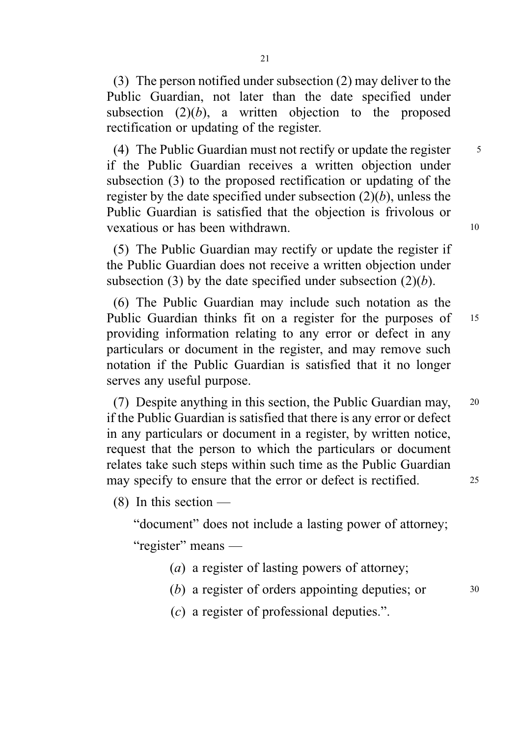(3) The person notified under subsection (2) may deliver to the Public Guardian, not later than the date specified under subsection (2)(*b*), a written objection to the proposed rectification or updating of the register.

(4) The Public Guardian must not rectify or update the register if the Public Guardian receives a written objection under subsection (3) to the proposed rectification or updating of the register by the date specified under subsection (2)(*b*), unless the Public Guardian is satisfied that the objection is frivolous or vexatious or has been withdrawn.

(5) The Public Guardian may rectify or update the register if the Public Guardian does not receive a written objection under subsection (3) by the date specified under subsection (2)(*b*).

(6) The Public Guardian may include such notation as the Public Guardian thinks fit on a register for the purposes of providing information relating to any error or defect in any particulars or document in the register, and may remove such notation if the Public Guardian is satisfied that it no longer serves any useful purpose.

(7) Despite anything in this section, the Public Guardian may, if the Public Guardian is satisfied that there is any error or defect in any particulars or document in a register, by written notice, request that the person to which the particulars or document relates take such steps within such time as the Public Guardian may specify to ensure that the error or defect is rectified.

(8) In this section —

"document" does not include a lasting power of attorney;

"register" means —

(*a*) a register of lasting powers of attorney;

(*b*) a register of orders appointing deputies; or

(*c*) a register of professional deputies.".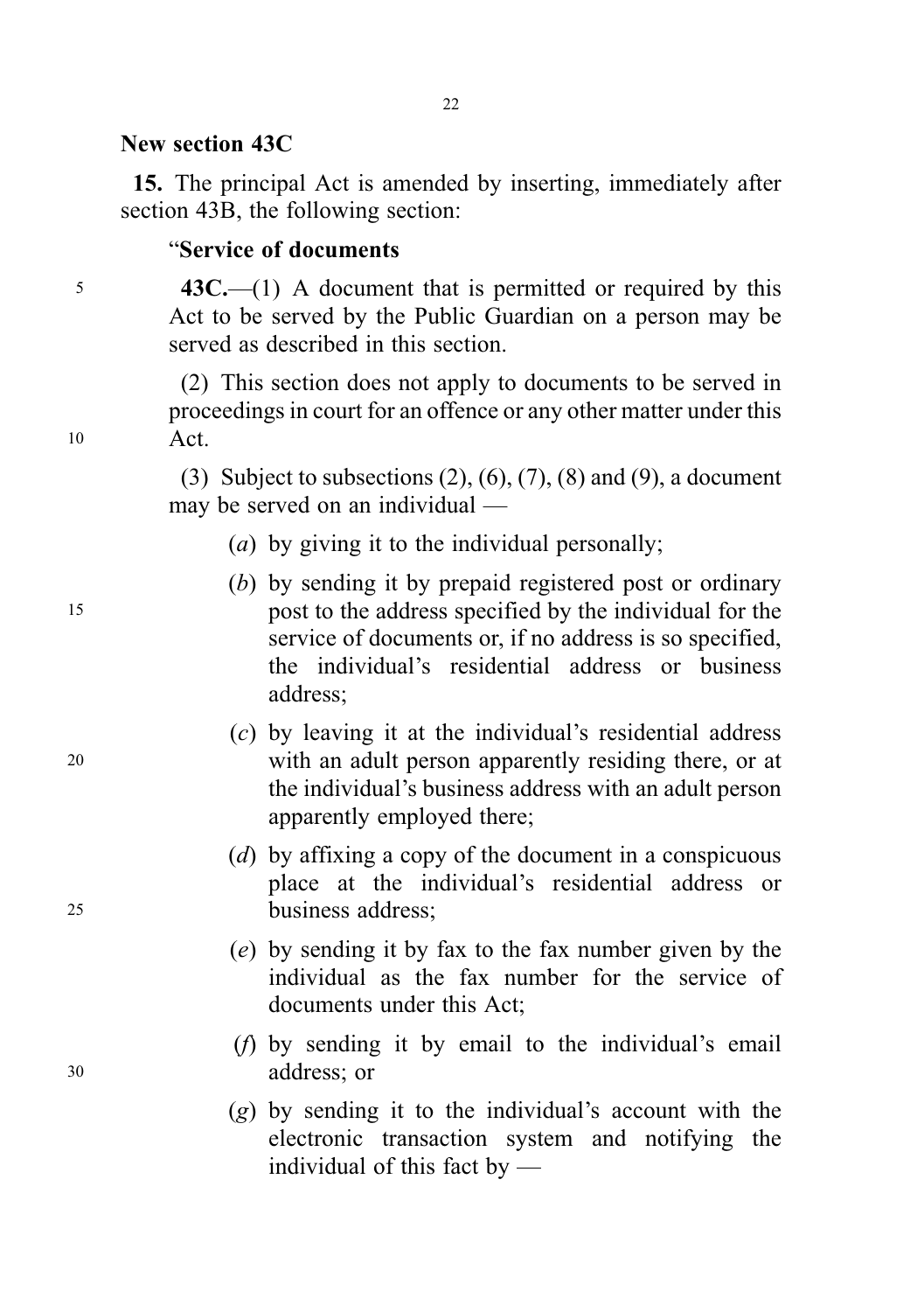### New section 43C

**15.** The principal Act is amended by inserting, immediately after section 43B, the following section:

"**Service of documents**

**43C.**—(1) A document that is permitted or required by this Act to be served by the Public Guardian on a person may be served as described in this section.

(2) This section does not apply to documents to be served in proceedings in court for an offence or any other matter under this Act.

(3) Subject to subsections (2), (6), (7), (8) and (9), a document may be served on an individual —

(*a*) by giving it to the individual personally;

(*b*) by sending it by prepaid registered post or ordinary post to the address specified by the individual for the service of documents or, if no address is so specified, the individual's residential address or business address;

(*c*) by leaving it at the individual's residential address with an adult person apparently residing there, or at the individual's business address with an adult person apparently employed there;

(*d*) by affixing a copy of the document in a conspicuous place at the individual's residential address or business address;

(*e*) by sending it by fax to the fax number given by the individual as the fax number for the service of documents under this Act;

(*f*) by sending it by email to the individual's email address; or

(*g*) by sending it to the individual's account with the electronic transaction system and notifying the individual of this fact by —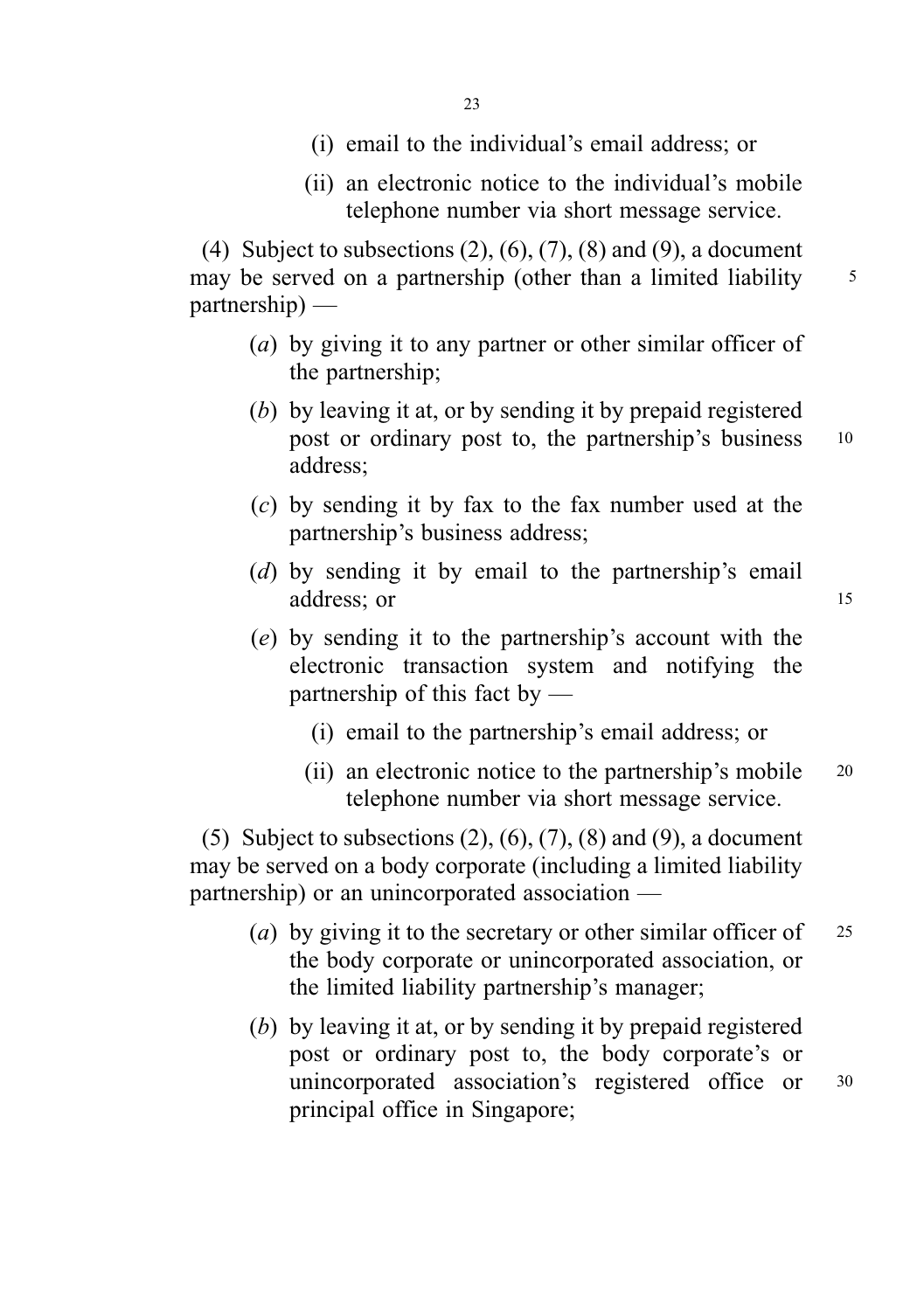(i) email to the individual's email address; or

(ii) an electronic notice to the individual's mobile telephone number via short message service.

(4) Subject to subsections (2), (6), (7), (8) and (9), a document may be served on a partnership (other than a limited liability partnership) —

(*a*) by giving it to any partner or other similar officer of the partnership;

(*b*) by leaving it at, or by sending it by prepaid registered post or ordinary post to, the partnership's business address;

(*c*) by sending it by fax to the fax number used at the partnership's business address;

(*d*) by sending it by email to the partnership's email address; or

(*e*) by sending it to the partnership's account with the electronic transaction system and notifying the partnership of this fact by —

(i) email to the partnership's email address; or

(ii) an electronic notice to the partnership's mobile telephone number via short message service.

(5) Subject to subsections (2), (6), (7), (8) and (9), a document may be served on a body corporate (including a limited liability partnership) or an unincorporated association —

(*a*) by giving it to the secretary or other similar officer of the body corporate or unincorporated association, or the limited liability partnership's manager;

(*b*) by leaving it at, or by sending it by prepaid registered post or ordinary post to, the body corporate's or unincorporated association's registered office or principal office in Singapore;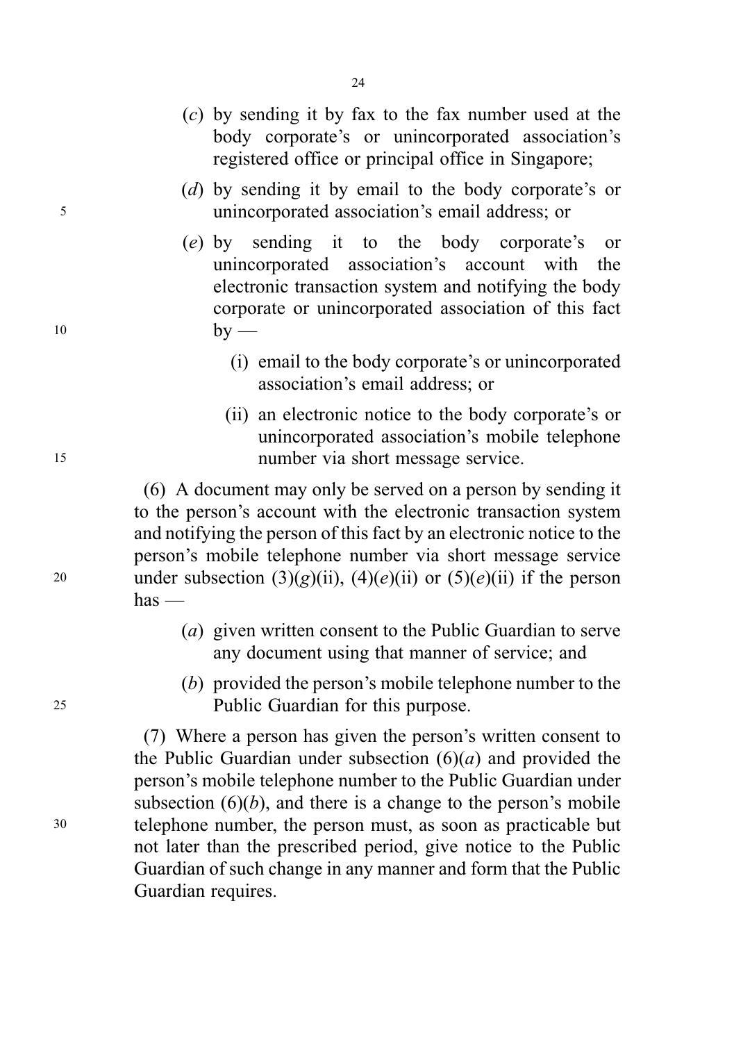(*c*) by sending it by fax to the fax number used at the body corporate's or unincorporated association's registered office or principal office in Singapore;

(*d*) by sending it by email to the body corporate's or unincorporated association's email address; or

(*e*) by sending it to the body corporate's or unincorporated association's account with the electronic transaction system and notifying the body corporate or unincorporated association of this fact by —

(i) email to the body corporate's or unincorporated association's email address; or

(ii) an electronic notice to the body corporate's or unincorporated association's mobile telephone number via short message service.

(6) A document may only be served on a person by sending it to the person's account with the electronic transaction system and notifying the person of this fact by an electronic notice to the person's mobile telephone number via short message service under subsection (3)(*g*)(ii), (4)(*e*)(ii) or (5)(*e*)(ii) if the person has —

(*a*) given written consent to the Public Guardian to serve any document using that manner of service; and

(*b*) provided the person's mobile telephone number to the Public Guardian for this purpose.

(7) Where a person has given the person's written consent to the Public Guardian under subsection (6)(*a*) and provided the person's mobile telephone number to the Public Guardian under subsection (6)(*b*), and there is a change to the person's mobile telephone number, the person must, as soon as practicable but not later than the prescribed period, give notice to the Public Guardian of such change in any manner and form that the Public Guardian requires.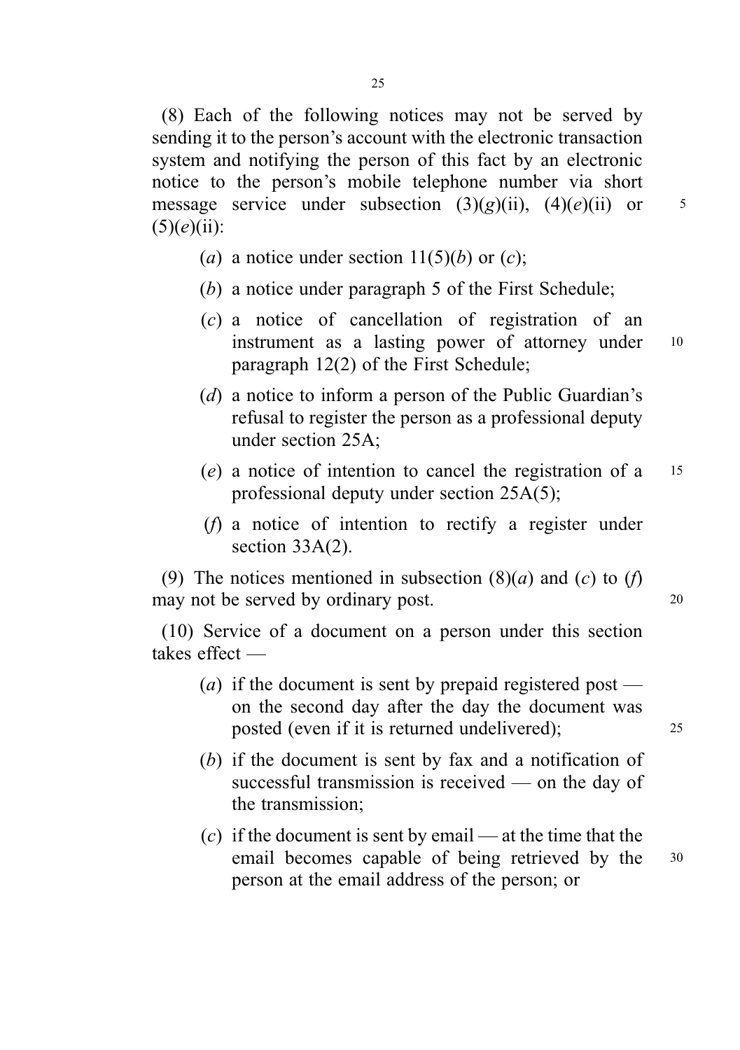(8) Each of the following notices may not be served by sending it to the person's account with the electronic transaction system and notifying the person of this fact by an electronic notice to the person's mobile telephone number via short message service under subsection (3)(*g*)(ii), (4)(*e*)(ii) or (5)(*e*)(ii):

(*a*) a notice under section 11(5)(*b*) or (*c*);

(*b*) a notice under paragraph 5 of the First Schedule;

(*c*) a notice of cancellation of registration of an instrument as a lasting power of attorney under paragraph 12(2) of the First Schedule;

(*d*) a notice to inform a person of the Public Guardian's refusal to register the person as a professional deputy under section 25A;

(*e*) a notice of intention to cancel the registration of a professional deputy under section 25A(5);

(*f*) a notice of intention to rectify a register under section 33A(2).

(9) The notices mentioned in subsection (8)(*a*) and (*c*) to (*f*) may not be served by ordinary post.

(10) Service of a document on a person under this section takes effect —

(*a*) if the document is sent by prepaid registered post — on the second day after the day the document was posted (even if it is returned undelivered);

(*b*) if the document is sent by fax and a notification of successful transmission is received — on the day of the transmission;

(*c*) if the document is sent by email — at the time that the email becomes capable of being retrieved by the person at the email address of the person; or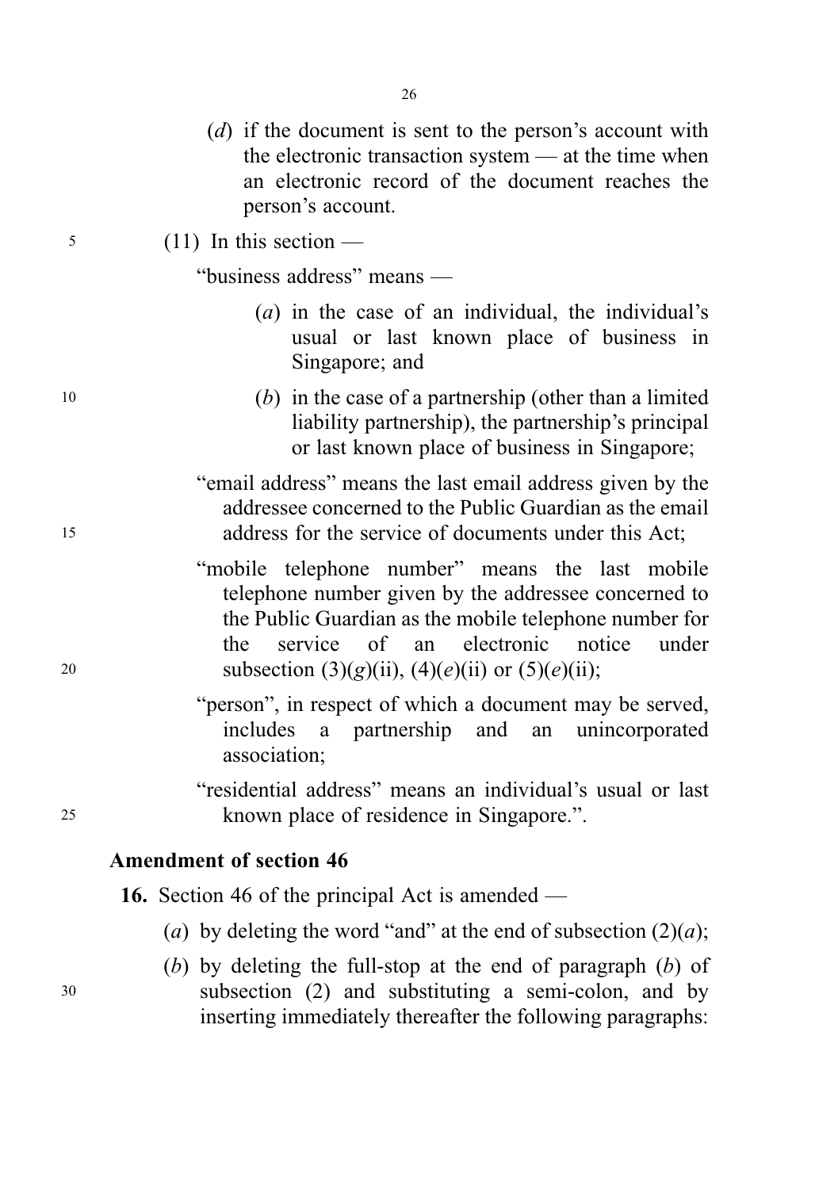(*d*) if the document is sent to the person's account with the electronic transaction system — at the time when an electronic record of the document reaches the person's account.

(11) In this section —

"business address" means —

(*a*) in the case of an individual, the individual's usual or last known place of business in Singapore; and

(*b*) in the case of a partnership (other than a limited liability partnership), the partnership's principal or last known place of business in Singapore;

"email address" means the last email address given by the addressee concerned to the Public Guardian as the email address for the service of documents under this Act;

"mobile telephone number" means the last mobile telephone number given by the addressee concerned to the Public Guardian as the mobile telephone number for the service of an electronic notice under subsection (3)(*g*)(ii), (4)(*e*)(ii) or (5)(*e*)(ii);

"person", in respect of which a document may be served, includes a partnership and an unincorporated association;

"residential address" means an individual's usual or last known place of residence in Singapore.".

**Amendment of section 46**

**16.** Section 46 of the principal Act is amended —

(*a*) by deleting the word "and" at the end of subsection (2)(*a*);

(*b*) by deleting the full-stop at the end of paragraph (*b*) of subsection (2) and substituting a semi-colon, and by inserting immediately thereafter the following paragraphs: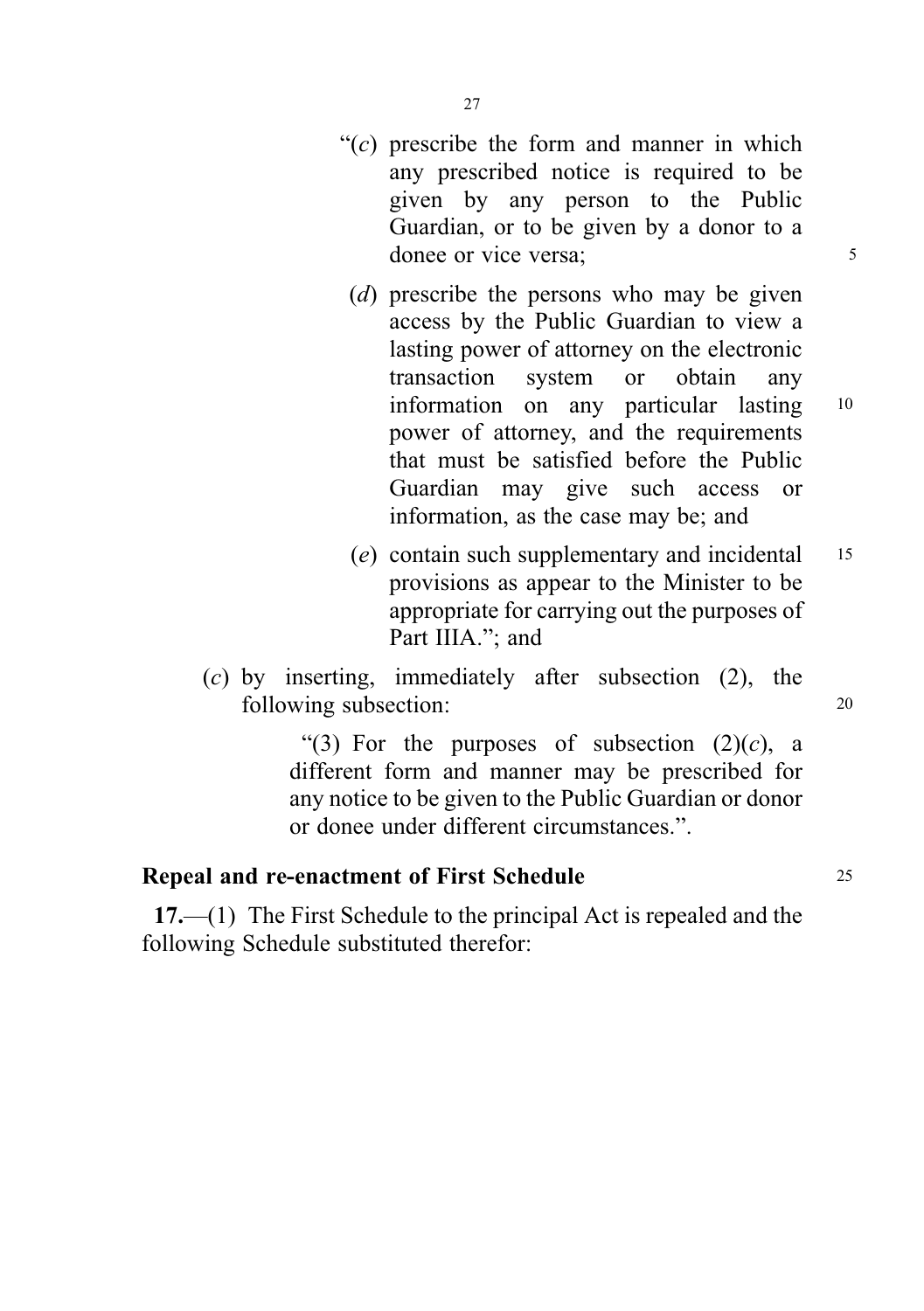"(*c*) prescribe the form and manner in which any prescribed notice is required to be given by any person to the Public Guardian, or to be given by a donor to a donee or vice versa;

(*d*) prescribe the persons who may be given access by the Public Guardian to view a lasting power of attorney on the electronic transaction system or obtain any information on any particular lasting power of attorney, and the requirements that must be satisfied before the Public Guardian may give such access or information, as the case may be; and

(*e*) contain such supplementary and incidental provisions as appear to the Minister to be appropriate for carrying out the purposes of Part IIIA."; and

(*c*) by inserting, immediately after subsection (2), the following subsection:

"(3) For the purposes of subsection (2)(*c*), a different form and manner may be prescribed for any notice to be given to the Public Guardian or donor or donee under different circumstances.".

**Repeal and re-enactment of First Schedule**

**17.**—(1) The First Schedule to the principal Act is repealed and the following Schedule substituted therefor: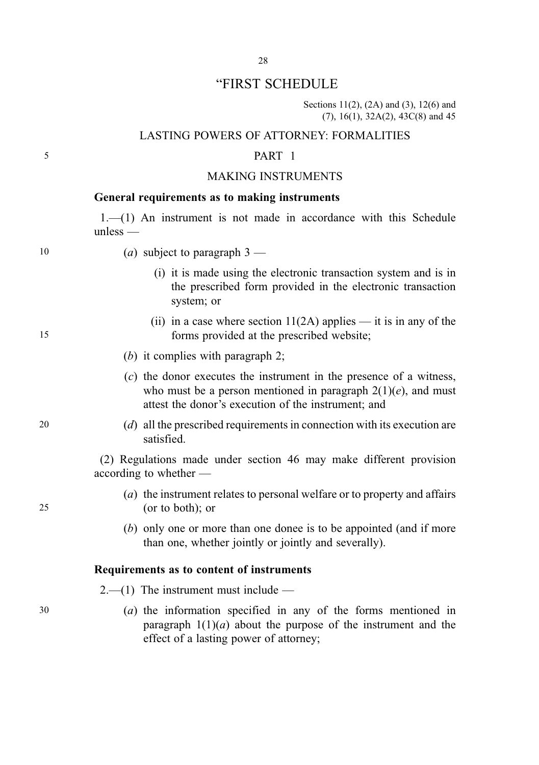# "FIRST SCHEDULE

Sections 11(2), (2A) and (3), 12(6) and (7), 16(1), 32A(2), 43C(8) and 45

## LASTING POWERS OF ATTORNEY: FORMALITIES

## PART 1

## MAKING INSTRUMENTS

**General requirements as to making instruments**

1.—(1) An instrument is not made in accordance with this Schedule unless —

(*a*) subject to paragraph 3 —

(i) it is made using the electronic transaction system and is in the prescribed form provided in the electronic transaction system; or

(ii) in a case where section 11(2A) applies — it is in any of the forms provided at the prescribed website;

(*b*) it complies with paragraph 2;

(*c*) the donor executes the instrument in the presence of a witness, who must be a person mentioned in paragraph 2(1)(*e*), and must attest the donor's execution of the instrument; and

(*d*) all the prescribed requirements in connection with its execution are satisfied.

(2) Regulations made under section 46 may make different provision according to whether —

(*a*) the instrument relates to personal welfare or to property and affairs (or to both); or

(*b*) only one or more than one donee is to be appointed (and if more than one, whether jointly or jointly and severally).

**Requirements as to content of instruments**

2.—(1) The instrument must include —

(*a*) the information specified in any of the forms mentioned in paragraph 1(1)(*a*) about the purpose of the instrument and the effect of a lasting power of attorney;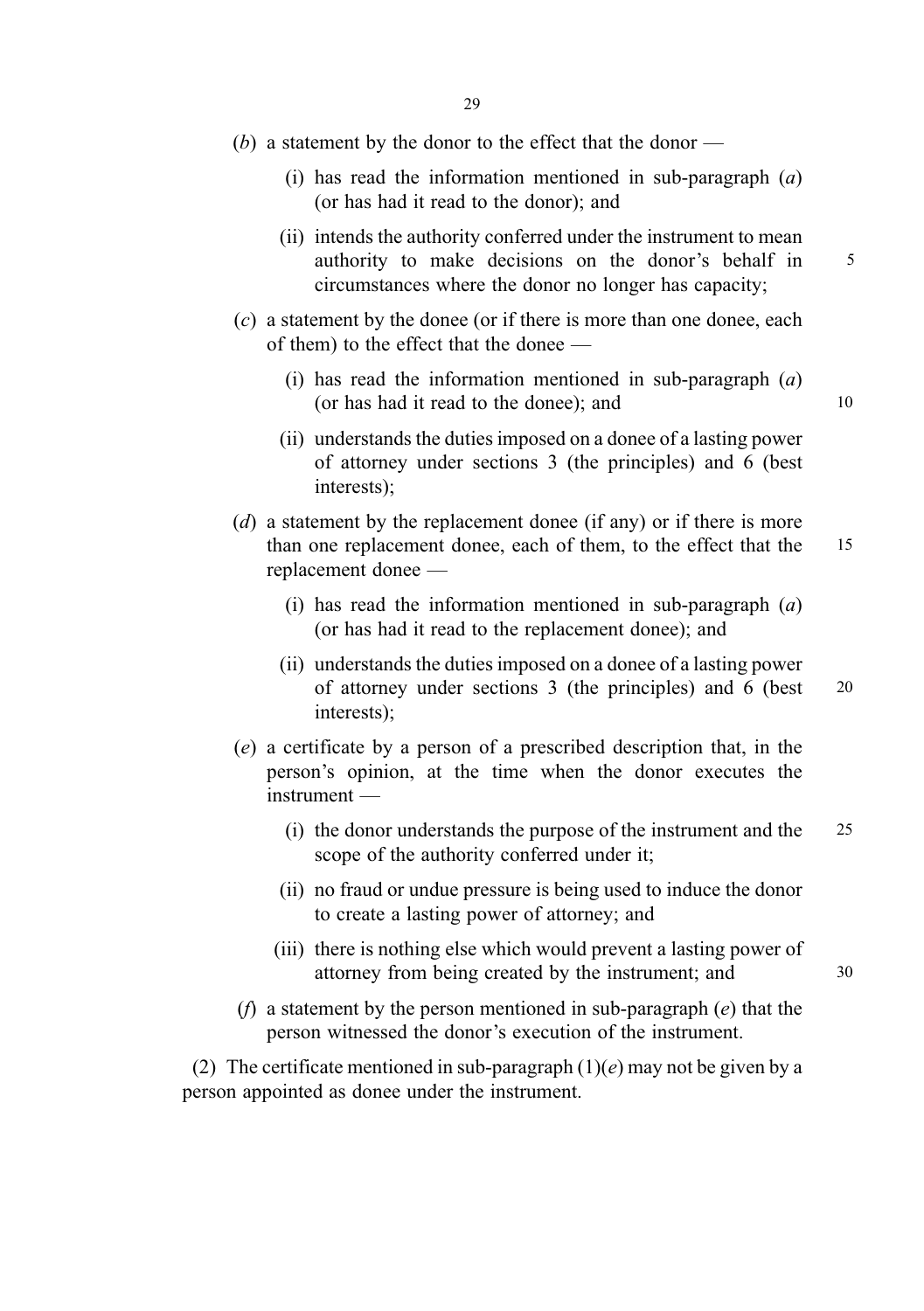(*b*) a statement by the donor to the effect that the donor —

(i) has read the information mentioned in sub-paragraph (*a*) (or has had it read to the donor); and

(ii) intends the authority conferred under the instrument to mean authority to make decisions on the donor's behalf in circumstances where the donor no longer has capacity;

(*c*) a statement by the donee (or if there is more than one donee, each of them) to the effect that the donee —

(i) has read the information mentioned in sub-paragraph (*a*) (or has had it read to the donee); and

(ii) understands the duties imposed on a donee of a lasting power of attorney under sections 3 (the principles) and 6 (best interests);

(*d*) a statement by the replacement donee (if any) or if there is more than one replacement donee, each of them, to the effect that the replacement donee —

(i) has read the information mentioned in sub-paragraph (*a*) (or has had it read to the replacement donee); and

(ii) understands the duties imposed on a donee of a lasting power of attorney under sections 3 (the principles) and 6 (best interests);

(*e*) a certificate by a person of a prescribed description that, in the person's opinion, at the time when the donor executes the instrument —

(i) the donor understands the purpose of the instrument and the scope of the authority conferred under it;

(ii) no fraud or undue pressure is being used to induce the donor to create a lasting power of attorney; and

(iii) there is nothing else which would prevent a lasting power of attorney from being created by the instrument; and

(*f*) a statement by the person mentioned in sub-paragraph (*e*) that the person witnessed the donor's execution of the instrument.

(2) The certificate mentioned in sub-paragraph (1)(*e*) may not be given by a person appointed as donee under the instrument.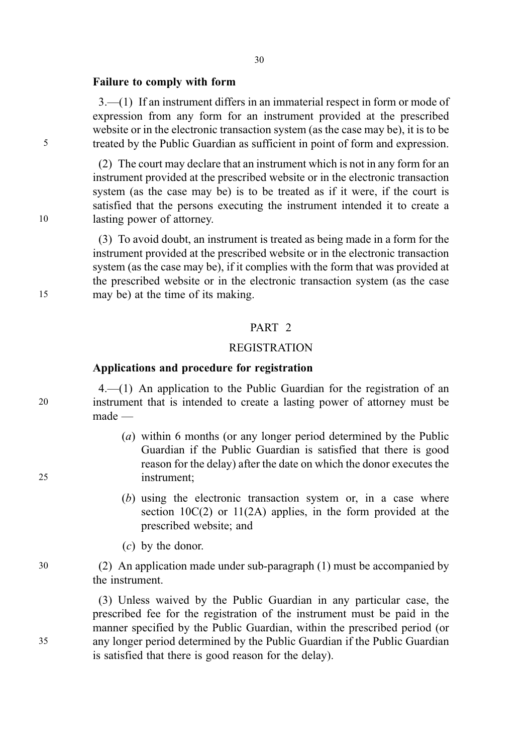**Failure to comply with form**

3.—(1) If an instrument differs in an immaterial respect in form or mode of expression from any form for an instrument provided at the prescribed website or in the electronic transaction system (as the case may be), it is to be treated by the Public Guardian as sufficient in point of form and expression.

(2) The court may declare that an instrument which is not in any form for an instrument provided at the prescribed website or in the electronic transaction system (as the case may be) is to be treated as if it were, if the court is satisfied that the persons executing the instrument intended it to create a lasting power of attorney.

(3) To avoid doubt, an instrument is treated as being made in a form for the instrument provided at the prescribed website or in the electronic transaction system (as the case may be), if it complies with the form that was provided at the prescribed website or in the electronic transaction system (as the case may be) at the time of its making.

PART 2

REGISTRATION

**Applications and procedure for registration**

4.—(1) An application to the Public Guardian for the registration of an instrument that is intended to create a lasting power of attorney must be made —

(*a*) within 6 months (or any longer period determined by the Public Guardian if the Public Guardian is satisfied that there is good reason for the delay) after the date on which the donor executes the instrument;

(*b*) using the electronic transaction system or, in a case where section 10C(2) or 11(2A) applies, in the form provided at the prescribed website; and

(*c*) by the donor.

(2) An application made under sub-paragraph (1) must be accompanied by the instrument.

(3) Unless waived by the Public Guardian in any particular case, the prescribed fee for the registration of the instrument must be paid in the manner specified by the Public Guardian, within the prescribed period (or any longer period determined by the Public Guardian if the Public Guardian is satisfied that there is good reason for the delay).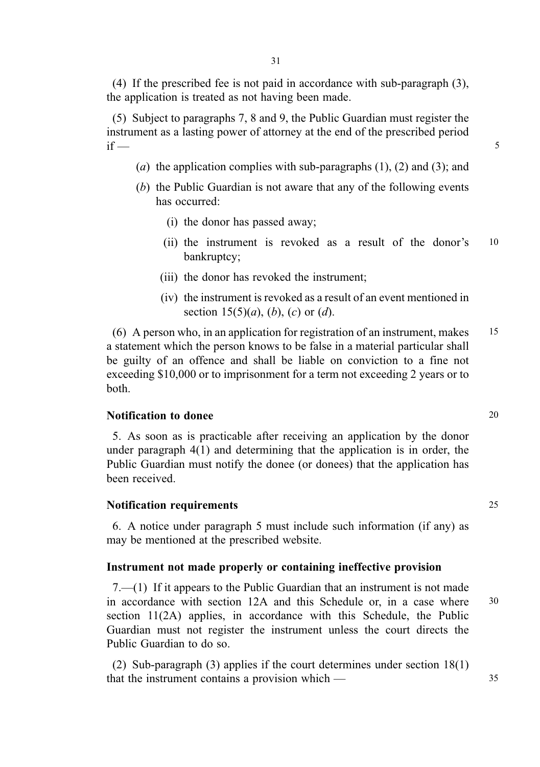(4) If the prescribed fee is not paid in accordance with sub-paragraph (3), the application is treated as not having been made.

(5) Subject to paragraphs 7, 8 and 9, the Public Guardian must register the instrument as a lasting power of attorney at the end of the prescribed period if —

- (*a*) the application complies with sub-paragraphs (1), (2) and (3); and
- (*b*) the Public Guardian is not aware that any of the following events has occurred:
  - (i) the donor has passed away;
  - (ii) the instrument is revoked as a result of the donor's bankruptcy;
  - (iii) the donor has revoked the instrument;
  - (iv) the instrument is revoked as a result of an event mentioned in section 15(5)(*a*), (*b*), (*c*) or (*d*).

(6) A person who, in an application for registration of an instrument, makes a statement which the person knows to be false in a material particular shall be guilty of an offence and shall be liable on conviction to a fine not exceeding $10,000 or to imprisonment for a term not exceeding 2 years or to both.

**Notification to donee**

5. As soon as is practicable after receiving an application by the donor under paragraph 4(1) and determining that the application is in order, the Public Guardian must notify the donee (or donees) that the application has been received.

**Notification requirements**

6. A notice under paragraph 5 must include such information (if any) as may be mentioned at the prescribed website.

**Instrument not made properly or containing ineffective provision**

7.—(1) If it appears to the Public Guardian that an instrument is not made in accordance with section 12A and this Schedule or, in a case where section 11(2A) applies, in accordance with this Schedule, the Public Guardian must not register the instrument unless the court directs the Public Guardian to do so.

(2) Sub-paragraph (3) applies if the court determines under section 18(1) that the instrument contains a provision which —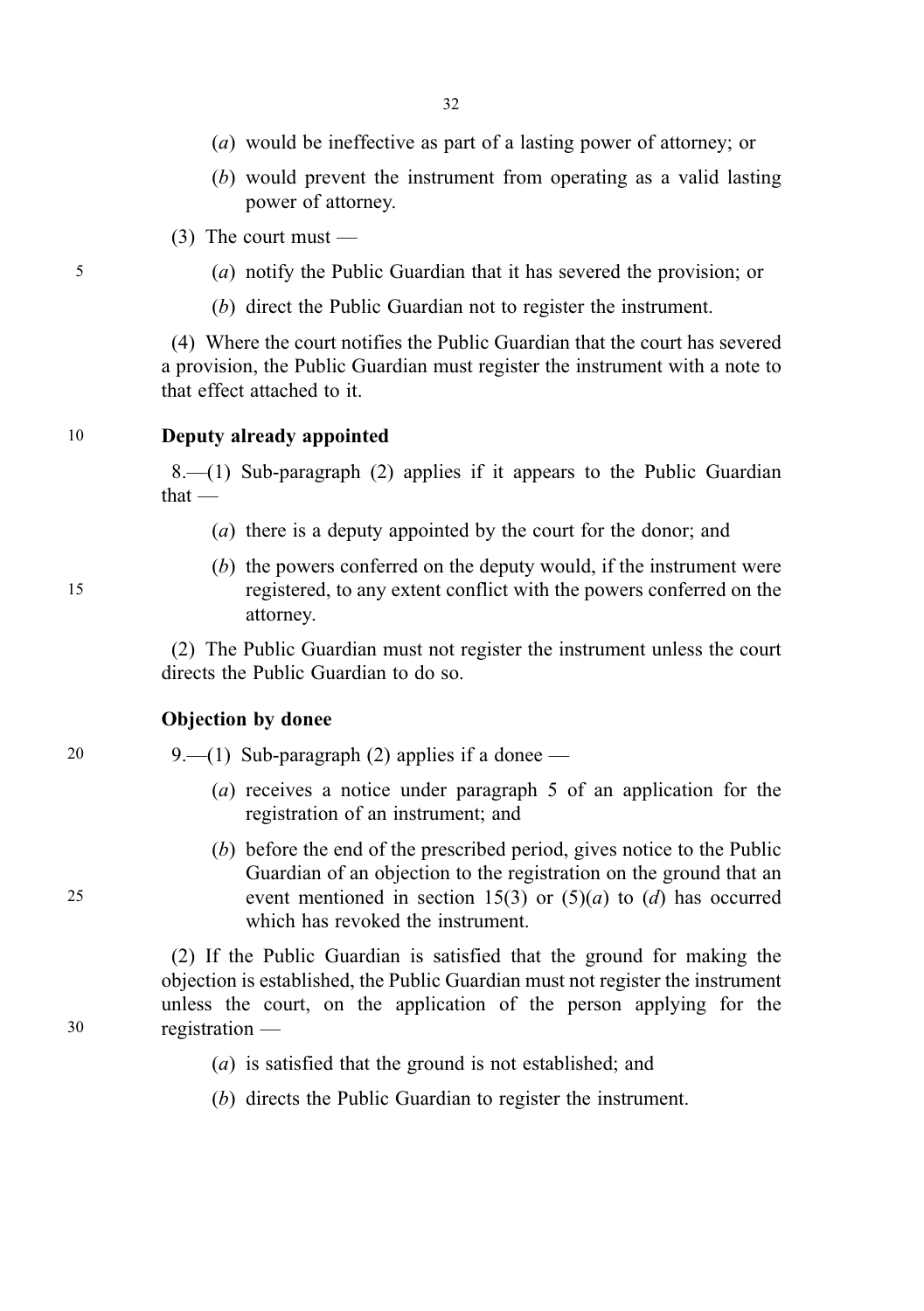(*a*) would be ineffective as part of a lasting power of attorney; or

(*b*) would prevent the instrument from operating as a valid lasting power of attorney.

(3) The court must —

(*a*) notify the Public Guardian that it has severed the provision; or

(*b*) direct the Public Guardian not to register the instrument.

(4) Where the court notifies the Public Guardian that the court has severed a provision, the Public Guardian must register the instrument with a note to that effect attached to it.

**Deputy already appointed**

8.—(1) Sub-paragraph (2) applies if it appears to the Public Guardian that —

(*a*) there is a deputy appointed by the court for the donor; and

(*b*) the powers conferred on the deputy would, if the instrument were registered, to any extent conflict with the powers conferred on the attorney.

(2) The Public Guardian must not register the instrument unless the court directs the Public Guardian to do so.

**Objection by donee**

9.—(1) Sub-paragraph (2) applies if a donee —

(*a*) receives a notice under paragraph 5 of an application for the registration of an instrument; and

(*b*) before the end of the prescribed period, gives notice to the Public Guardian of an objection to the registration on the ground that an event mentioned in section 15(3) or (5)(*a*) to (*d*) has occurred which has revoked the instrument.

(2) If the Public Guardian is satisfied that the ground for making the objection is established, the Public Guardian must not register the instrument unless the court, on the application of the person applying for the registration —

(*a*) is satisfied that the ground is not established; and

(*b*) directs the Public Guardian to register the instrument.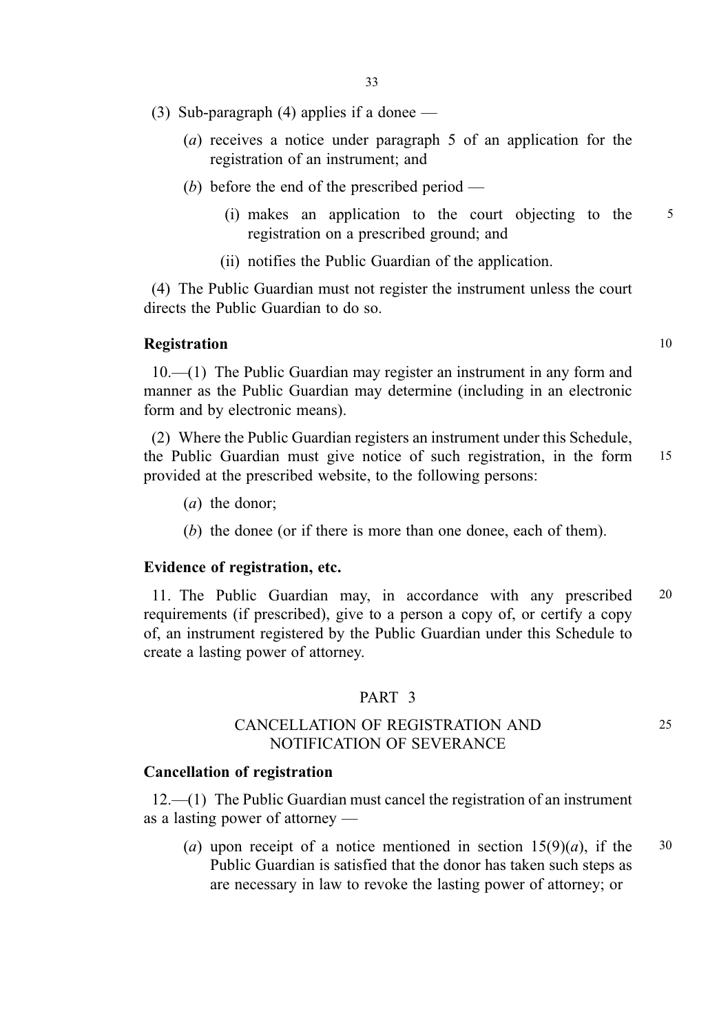(3) Sub-paragraph (4) applies if a donee —

(*a*) receives a notice under paragraph 5 of an application for the registration of an instrument; and

(*b*) before the end of the prescribed period —

(i) makes an application to the court objecting to the registration on a prescribed ground; and

(ii) notifies the Public Guardian of the application.

(4) The Public Guardian must not register the instrument unless the court directs the Public Guardian to do so.

**Registration**

10.—(1) The Public Guardian may register an instrument in any form and manner as the Public Guardian may determine (including in an electronic form and by electronic means).

(2) Where the Public Guardian registers an instrument under this Schedule, the Public Guardian must give notice of such registration, in the form provided at the prescribed website, to the following persons:

(*a*) the donor;

(*b*) the donee (or if there is more than one donee, each of them).

**Evidence of registration, etc.**

11. The Public Guardian may, in accordance with any prescribed requirements (if prescribed), give to a person a copy of, or certify a copy of, an instrument registered by the Public Guardian under this Schedule to create a lasting power of attorney.

PART 3

CANCELLATION OF REGISTRATION AND NOTIFICATION OF SEVERANCE

**Cancellation of registration**

12.—(1) The Public Guardian must cancel the registration of an instrument as a lasting power of attorney —

(*a*) upon receipt of a notice mentioned in section 15(9)(*a*), if the Public Guardian is satisfied that the donor has taken such steps as are necessary in law to revoke the lasting power of attorney; or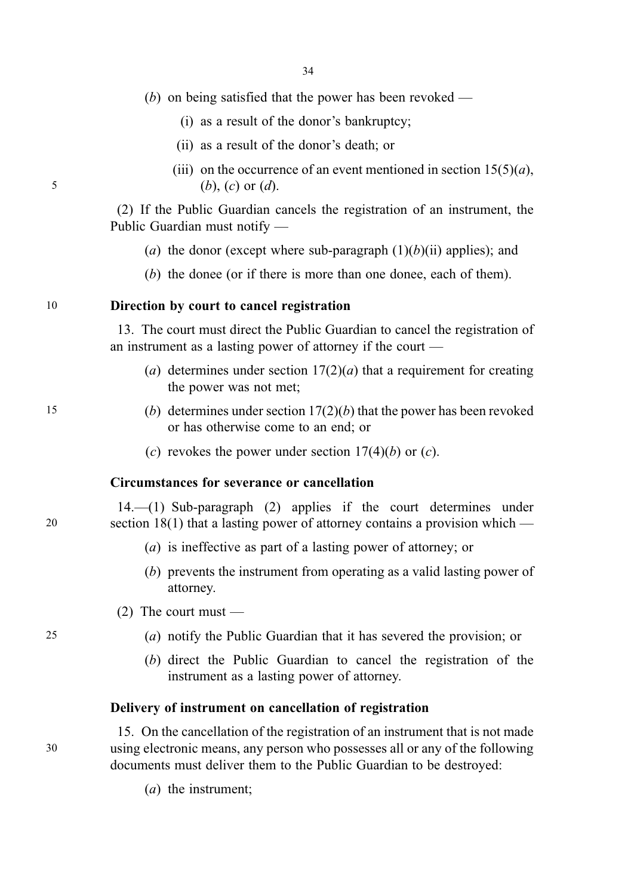(*b*) on being satisfied that the power has been revoked —

(i) as a result of the donor's bankruptcy;

(ii) as a result of the donor's death; or

(iii) on the occurrence of an event mentioned in section 15(5)(*a*), (*b*), (*c*) or (*d*).

(2) If the Public Guardian cancels the registration of an instrument, the Public Guardian must notify —

(*a*) the donor (except where sub-paragraph (1)(*b*)(ii) applies); and

(*b*) the donee (or if there is more than one donee, each of them).

**Direction by court to cancel registration**

13. The court must direct the Public Guardian to cancel the registration of an instrument as a lasting power of attorney if the court —

(*a*) determines under section 17(2)(*a*) that a requirement for creating the power was not met;

(*b*) determines under section 17(2)(*b*) that the power has been revoked or has otherwise come to an end; or

(*c*) revokes the power under section 17(4)(*b*) or (*c*).

**Circumstances for severance or cancellation**

14.—(1) Sub-paragraph (2) applies if the court determines under section 18(1) that a lasting power of attorney contains a provision which —

(*a*) is ineffective as part of a lasting power of attorney; or

(*b*) prevents the instrument from operating as a valid lasting power of attorney.

(2) The court must —

(*a*) notify the Public Guardian that it has severed the provision; or

(*b*) direct the Public Guardian to cancel the registration of the instrument as a lasting power of attorney.

**Delivery of instrument on cancellation of registration**

15. On the cancellation of the registration of an instrument that is not made using electronic means, any person who possesses all or any of the following documents must deliver them to the Public Guardian to be destroyed:

(*a*) the instrument;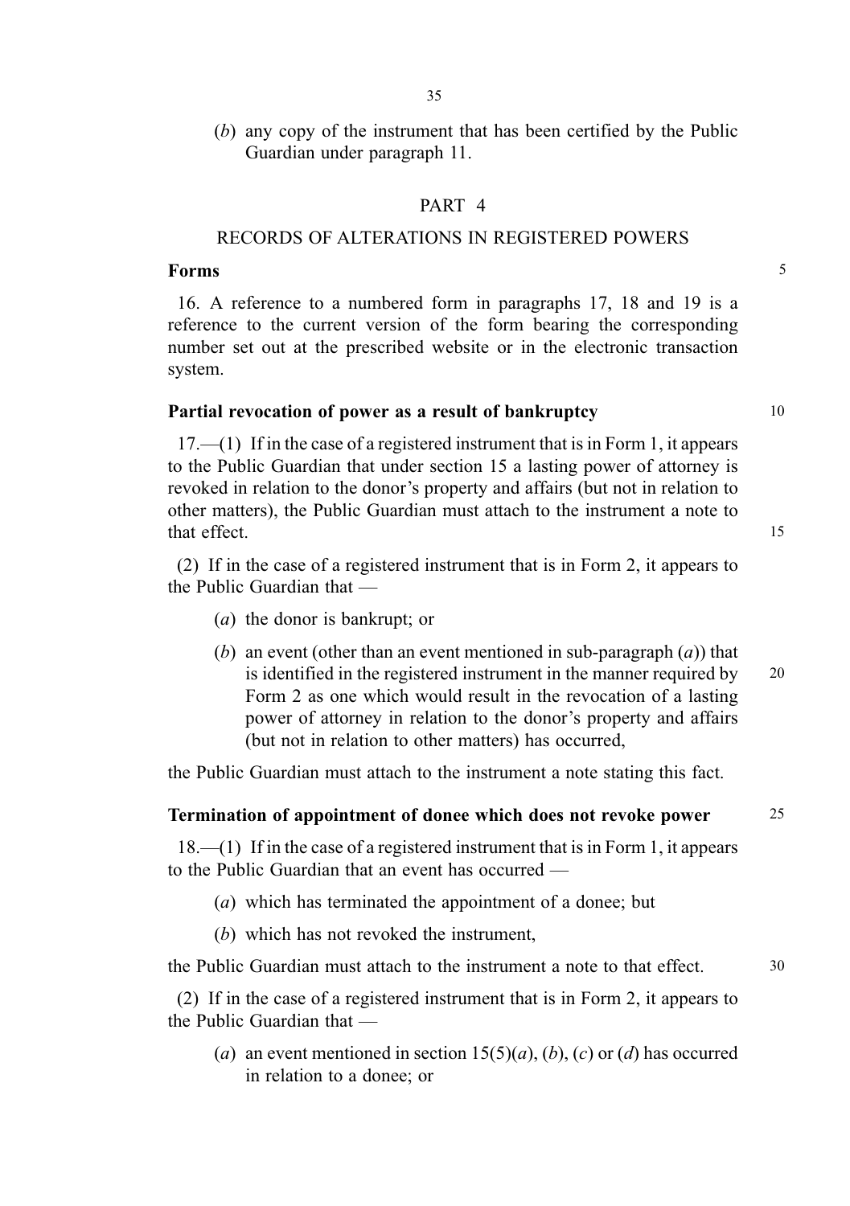(*b*) any copy of the instrument that has been certified by the Public Guardian under paragraph 11.

## PART 4

## RECORDS OF ALTERATIONS IN REGISTERED POWERS

**Forms**

16. A reference to a numbered form in paragraphs 17, 18 and 19 is a reference to the current version of the form bearing the corresponding number set out at the prescribed website or in the electronic transaction system.

**Partial revocation of power as a result of bankruptcy**

17.—(1) If in the case of a registered instrument that is in Form 1, it appears to the Public Guardian that under section 15 a lasting power of attorney is revoked in relation to the donor's property and affairs (but not in relation to other matters), the Public Guardian must attach to the instrument a note to that effect.

(2) If in the case of a registered instrument that is in Form 2, it appears to the Public Guardian that —

- (*a*) the donor is bankrupt; or
- (*b*) an event (other than an event mentioned in sub-paragraph (*a*)) that is identified in the registered instrument in the manner required by Form 2 as one which would result in the revocation of a lasting power of attorney in relation to the donor's property and affairs (but not in relation to other matters) has occurred,

the Public Guardian must attach to the instrument a note stating this fact.

**Termination of appointment of donee which does not revoke power**

18.—(1) If in the case of a registered instrument that is in Form 1, it appears to the Public Guardian that an event has occurred —

- (*a*) which has terminated the appointment of a donee; but
- (*b*) which has not revoked the instrument,

the Public Guardian must attach to the instrument a note to that effect.

(2) If in the case of a registered instrument that is in Form 2, it appears to the Public Guardian that —

- (*a*) an event mentioned in section 15(5)(*a*), (*b*), (*c*) or (*d*) has occurred in relation to a donee; or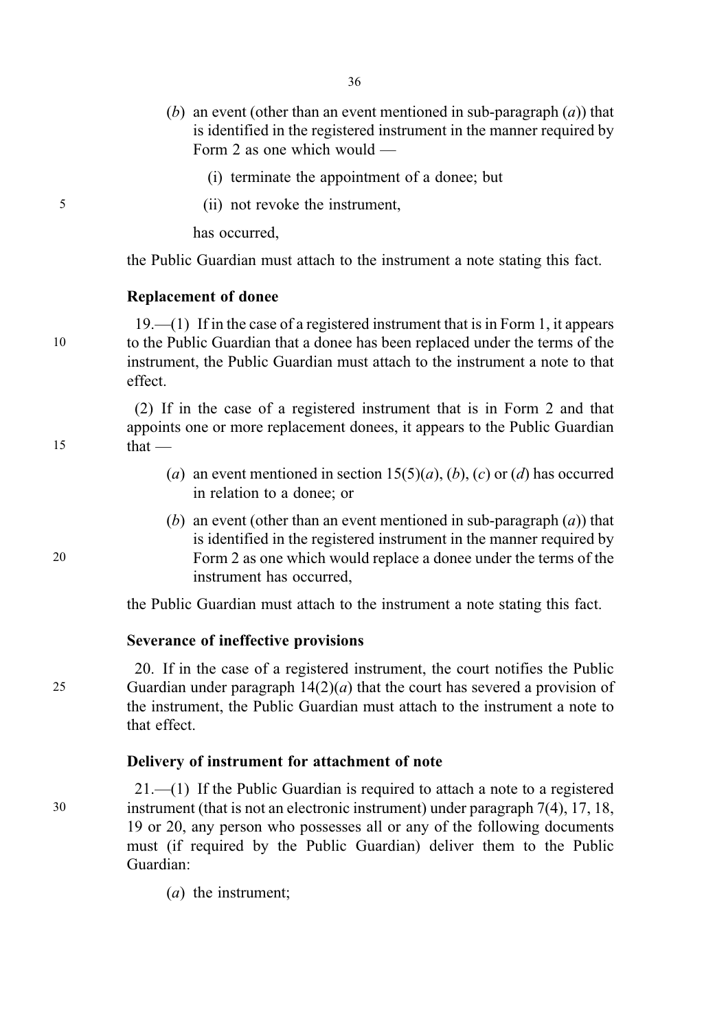(*b*) an event (other than an event mentioned in sub-paragraph (*a*)) that is identified in the registered instrument in the manner required by Form 2 as one which would —

(i) terminate the appointment of a donee; but

(ii) not revoke the instrument,

has occurred,

the Public Guardian must attach to the instrument a note stating this fact.

**Replacement of donee**

19.—(1) If in the case of a registered instrument that is in Form 1, it appears to the Public Guardian that a donee has been replaced under the terms of the instrument, the Public Guardian must attach to the instrument a note to that effect.

(2) If in the case of a registered instrument that is in Form 2 and that appoints one or more replacement donees, it appears to the Public Guardian that —

(*a*) an event mentioned in section 15(5)(*a*), (*b*), (*c*) or (*d*) has occurred in relation to a donee; or

(*b*) an event (other than an event mentioned in sub-paragraph (*a*)) that is identified in the registered instrument in the manner required by Form 2 as one which would replace a donee under the terms of the instrument has occurred,

the Public Guardian must attach to the instrument a note stating this fact.

**Severance of ineffective provisions**

20. If in the case of a registered instrument, the court notifies the Public Guardian under paragraph 14(2)(*a*) that the court has severed a provision of the instrument, the Public Guardian must attach to the instrument a note to that effect.

**Delivery of instrument for attachment of note**

21.—(1) If the Public Guardian is required to attach a note to a registered instrument (that is not an electronic instrument) under paragraph 7(4), 17, 18, 19 or 20, any person who possesses all or any of the following documents must (if required by the Public Guardian) deliver them to the Public Guardian:

(*a*) the instrument;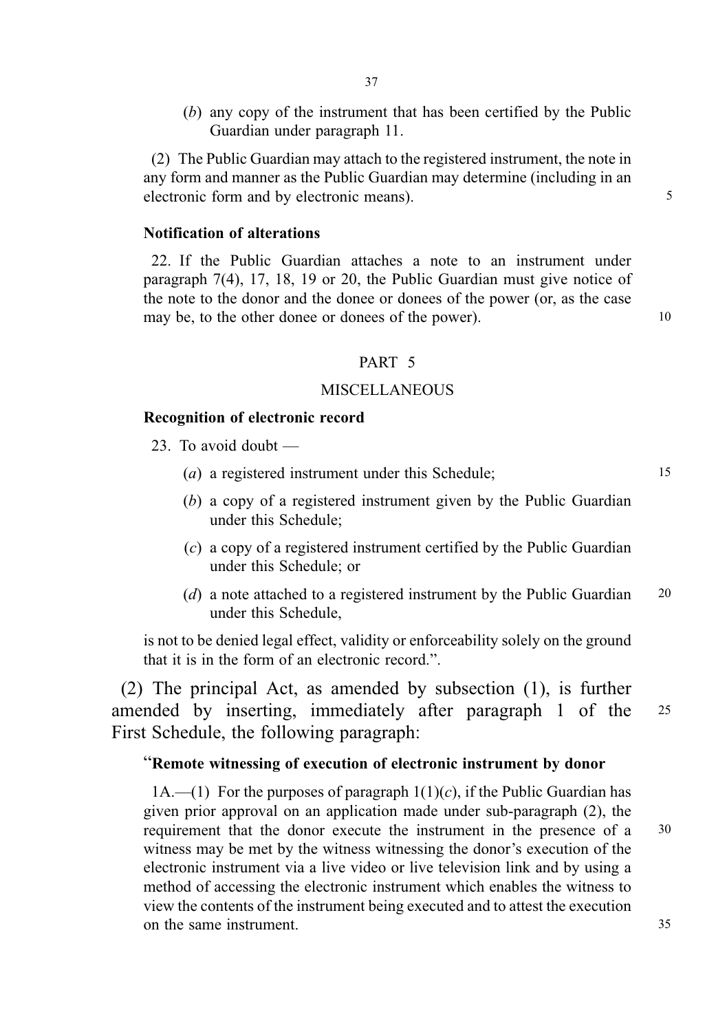(*b*) any copy of the instrument that has been certified by the Public Guardian under paragraph 11.

(2) The Public Guardian may attach to the registered instrument, the note in any form and manner as the Public Guardian may determine (including in an electronic form and by electronic means).

**Notification of alterations**

22. If the Public Guardian attaches a note to an instrument under paragraph 7(4), 17, 18, 19 or 20, the Public Guardian must give notice of the note to the donor and the donee or donees of the power (or, as the case may be, to the other donee or donees of the power).

PART 5

MISCELLANEOUS

**Recognition of electronic record**

23. To avoid doubt —

(*a*) a registered instrument under this Schedule;

(*b*) a copy of a registered instrument given by the Public Guardian under this Schedule;

(*c*) a copy of a registered instrument certified by the Public Guardian under this Schedule; or

(*d*) a note attached to a registered instrument by the Public Guardian under this Schedule,

is not to be denied legal effect, validity or enforceability solely on the ground that it is in the form of an electronic record.".

(2) The principal Act, as amended by subsection (1), is further amended by inserting, immediately after paragraph 1 of the First Schedule, the following paragraph:

"**Remote witnessing of execution of electronic instrument by donor**

1A.—(1) For the purposes of paragraph 1(1)(*c*), if the Public Guardian has given prior approval on an application made under sub-paragraph (2), the requirement that the donor execute the instrument in the presence of a witness may be met by the witness witnessing the donor's execution of the electronic instrument via a live video or live television link and by using a method of accessing the electronic instrument which enables the witness to view the contents of the instrument being executed and to attest the execution on the same instrument.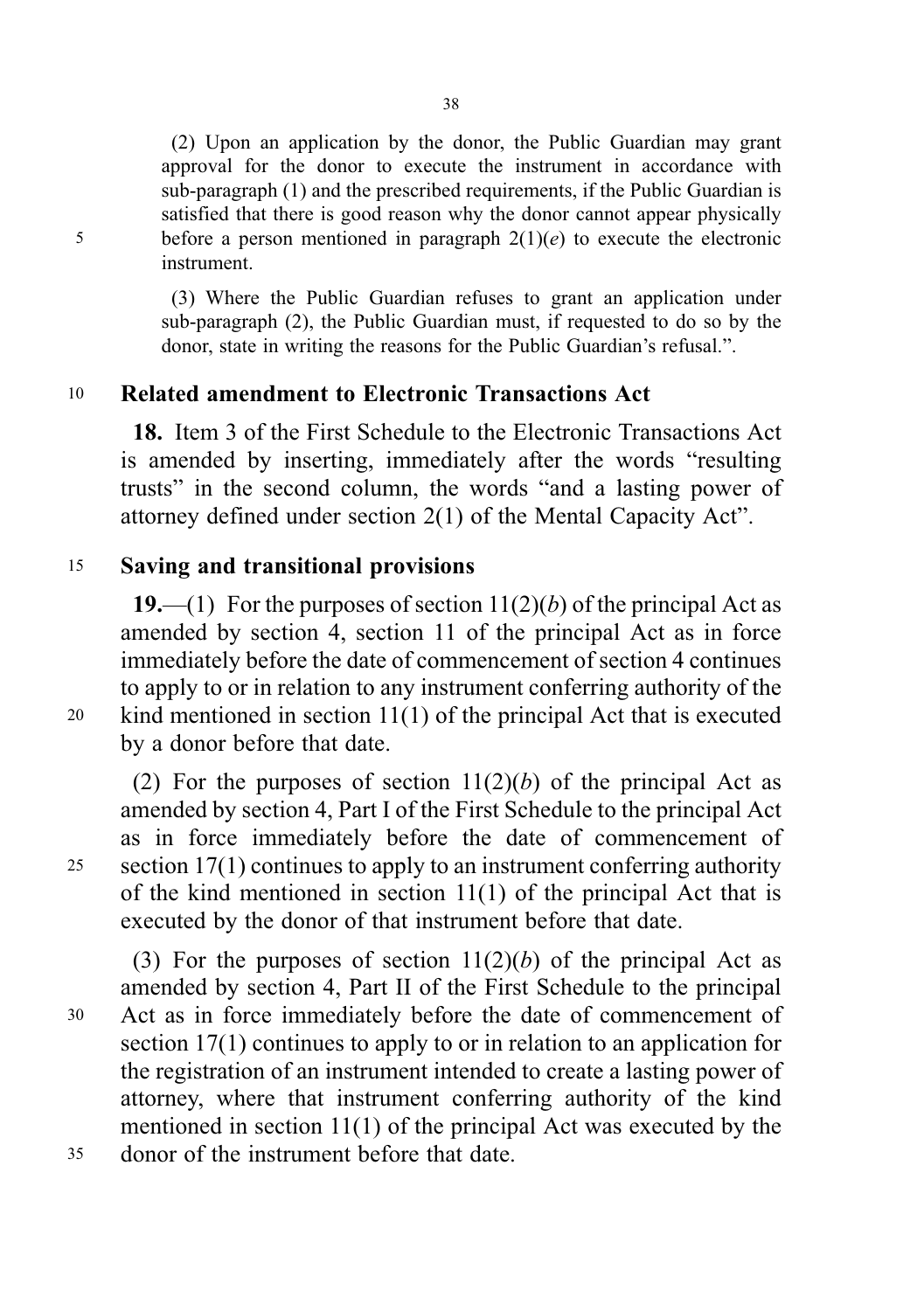(2) Upon an application by the donor, the Public Guardian may grant approval for the donor to execute the instrument in accordance with sub-paragraph (1) and the prescribed requirements, if the Public Guardian is satisfied that there is good reason why the donor cannot appear physically before a person mentioned in paragraph 2(1)(*e*) to execute the electronic instrument.

(3) Where the Public Guardian refuses to grant an application under sub-paragraph (2), the Public Guardian must, if requested to do so by the donor, state in writing the reasons for the Public Guardian's refusal.".

## Related amendment to Electronic Transactions Act

**18.** Item 3 of the First Schedule to the Electronic Transactions Act is amended by inserting, immediately after the words "resulting trusts" in the second column, the words "and a lasting power of attorney defined under section 2(1) of the Mental Capacity Act".

## Saving and transitional provisions

**19.**—(1) For the purposes of section 11(2)(*b*) of the principal Act as amended by section 4, section 11 of the principal Act as in force immediately before the date of commencement of section 4 continues to apply to or in relation to any instrument conferring authority of the kind mentioned in section 11(1) of the principal Act that is executed by a donor before that date.

(2) For the purposes of section 11(2)(*b*) of the principal Act as amended by section 4, Part I of the First Schedule to the principal Act as in force immediately before the date of commencement of section 17(1) continues to apply to an instrument conferring authority of the kind mentioned in section 11(1) of the principal Act that is executed by the donor of that instrument before that date.

(3) For the purposes of section 11(2)(*b*) of the principal Act as amended by section 4, Part II of the First Schedule to the principal Act as in force immediately before the date of commencement of section 17(1) continues to apply to or in relation to an application for the registration of an instrument intended to create a lasting power of attorney, where that instrument conferring authority of the kind mentioned in section 11(1) of the principal Act was executed by the donor of the instrument before that date.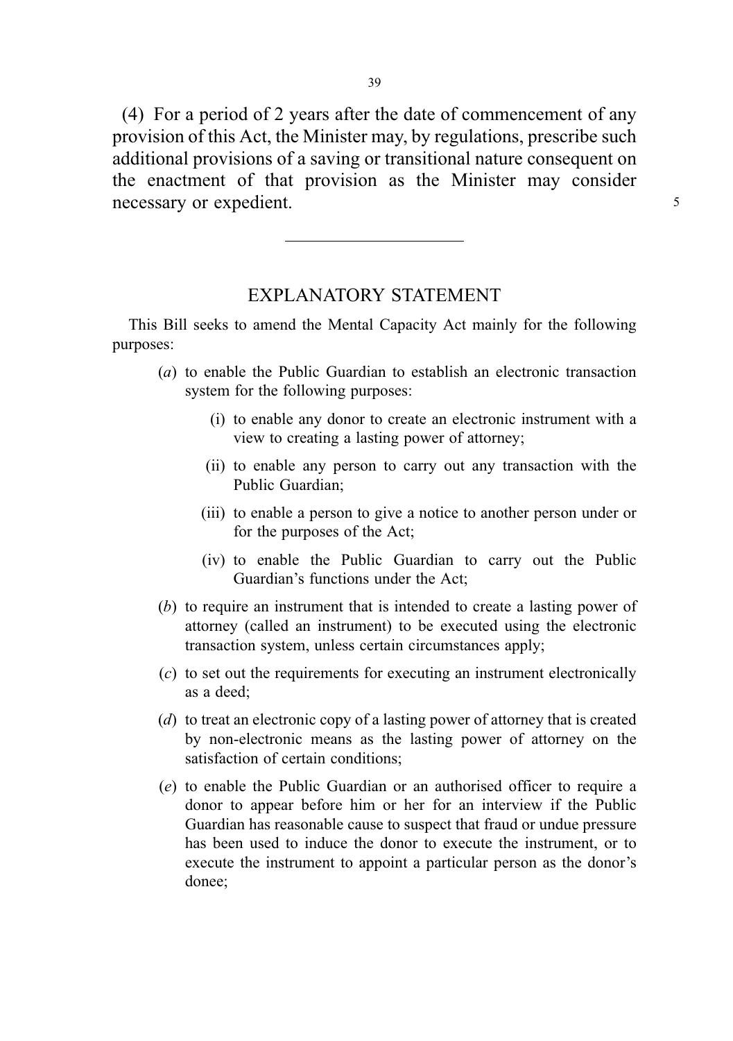(4) For a period of 2 years after the date of commencement of any provision of this Act, the Minister may, by regulations, prescribe such additional provisions of a saving or transitional nature consequent on the enactment of that provision as the Minister may consider necessary or expedient.

---

## EXPLANATORY STATEMENT

This Bill seeks to amend the Mental Capacity Act mainly for the following purposes:

(*a*) to enable the Public Guardian to establish an electronic transaction system for the following purposes:

(i) to enable any donor to create an electronic instrument with a view to creating a lasting power of attorney;

(ii) to enable any person to carry out any transaction with the Public Guardian;

(iii) to enable a person to give a notice to another person under or for the purposes of the Act;

(iv) to enable the Public Guardian to carry out the Public Guardian's functions under the Act;

(*b*) to require an instrument that is intended to create a lasting power of attorney (called an instrument) to be executed using the electronic transaction system, unless certain circumstances apply;

(*c*) to set out the requirements for executing an instrument electronically as a deed;

(*d*) to treat an electronic copy of a lasting power of attorney that is created by non-electronic means as the lasting power of attorney on the satisfaction of certain conditions;

(*e*) to enable the Public Guardian or an authorised officer to require a donor to appear before him or her for an interview if the Public Guardian has reasonable cause to suspect that fraud or undue pressure has been used to induce the donor to execute the instrument, or to execute the instrument to appoint a particular person as the donor's donee;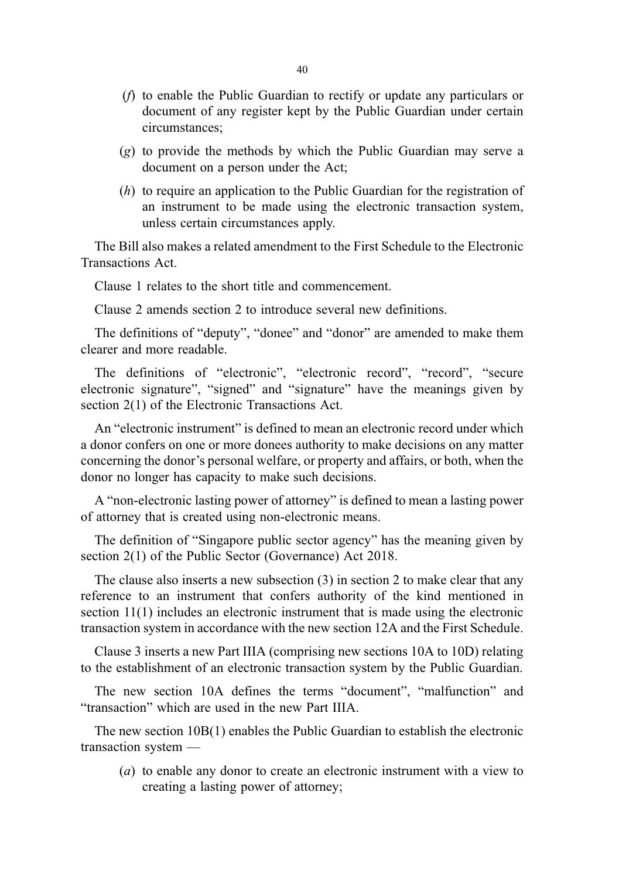(*f*) to enable the Public Guardian to rectify or update any particulars or document of any register kept by the Public Guardian under certain circumstances;

(*g*) to provide the methods by which the Public Guardian may serve a document on a person under the Act;

(*h*) to require an application to the Public Guardian for the registration of an instrument to be made using the electronic transaction system, unless certain circumstances apply.

The Bill also makes a related amendment to the First Schedule to the Electronic Transactions Act.

Clause 1 relates to the short title and commencement.

Clause 2 amends section 2 to introduce several new definitions.

The definitions of "deputy", "donee" and "donor" are amended to make them clearer and more readable.

The definitions of "electronic", "electronic record", "record", "secure electronic signature", "signed" and "signature" have the meanings given by section 2(1) of the Electronic Transactions Act.

An "electronic instrument" is defined to mean an electronic record under which a donor confers on one or more donees authority to make decisions on any matter concerning the donor's personal welfare, or property and affairs, or both, when the donor no longer has capacity to make such decisions.

A "non-electronic lasting power of attorney" is defined to mean a lasting power of attorney that is created using non-electronic means.

The definition of "Singapore public sector agency" has the meaning given by section 2(1) of the Public Sector (Governance) Act 2018.

The clause also inserts a new subsection (3) in section 2 to make clear that any reference to an instrument that confers authority of the kind mentioned in section 11(1) includes an electronic instrument that is made using the electronic transaction system in accordance with the new section 12A and the First Schedule.

Clause 3 inserts a new Part IIIA (comprising new sections 10A to 10D) relating to the establishment of an electronic transaction system by the Public Guardian.

The new section 10A defines the terms "document", "malfunction" and "transaction" which are used in the new Part IIIA.

The new section 10B(1) enables the Public Guardian to establish the electronic transaction system —

(*a*) to enable any donor to create an electronic instrument with a view to creating a lasting power of attorney;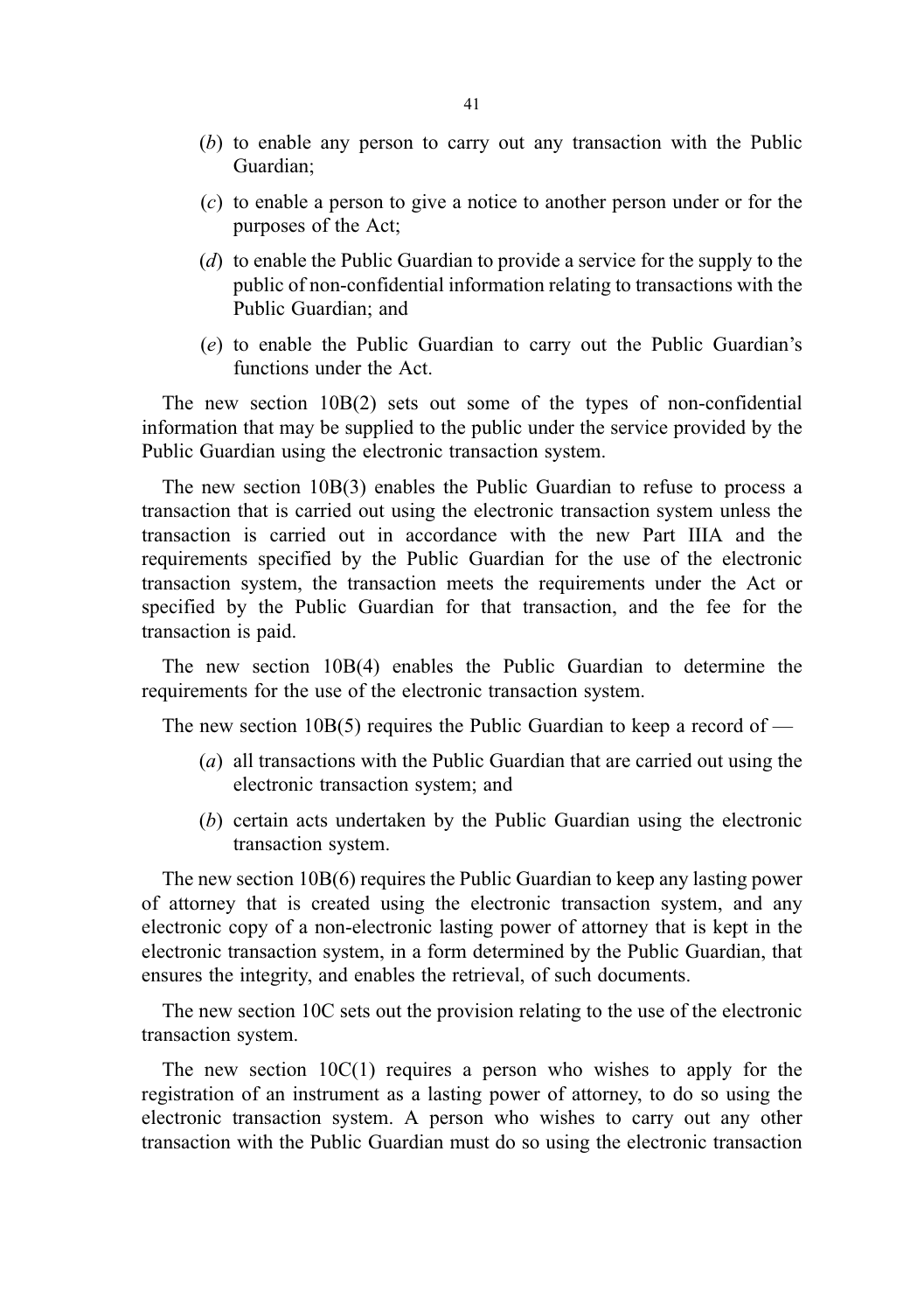(*b*) to enable any person to carry out any transaction with the Public Guardian;

(*c*) to enable a person to give a notice to another person under or for the purposes of the Act;

(*d*) to enable the Public Guardian to provide a service for the supply to the public of non-confidential information relating to transactions with the Public Guardian; and

(*e*) to enable the Public Guardian to carry out the Public Guardian's functions under the Act.

The new section 10B(2) sets out some of the types of non-confidential information that may be supplied to the public under the service provided by the Public Guardian using the electronic transaction system.

The new section 10B(3) enables the Public Guardian to refuse to process a transaction that is carried out using the electronic transaction system unless the transaction is carried out in accordance with the new Part IIIA and the requirements specified by the Public Guardian for the use of the electronic transaction system, the transaction meets the requirements under the Act or specified by the Public Guardian for that transaction, and the fee for the transaction is paid.

The new section 10B(4) enables the Public Guardian to determine the requirements for the use of the electronic transaction system.

The new section 10B(5) requires the Public Guardian to keep a record of —

(*a*) all transactions with the Public Guardian that are carried out using the electronic transaction system; and

(*b*) certain acts undertaken by the Public Guardian using the electronic transaction system.

The new section 10B(6) requires the Public Guardian to keep any lasting power of attorney that is created using the electronic transaction system, and any electronic copy of a non-electronic lasting power of attorney that is kept in the electronic transaction system, in a form determined by the Public Guardian, that ensures the integrity, and enables the retrieval, of such documents.

The new section 10C sets out the provision relating to the use of the electronic transaction system.

The new section 10C(1) requires a person who wishes to apply for the registration of an instrument as a lasting power of attorney, to do so using the electronic transaction system. A person who wishes to carry out any other transaction with the Public Guardian must do so using the electronic transaction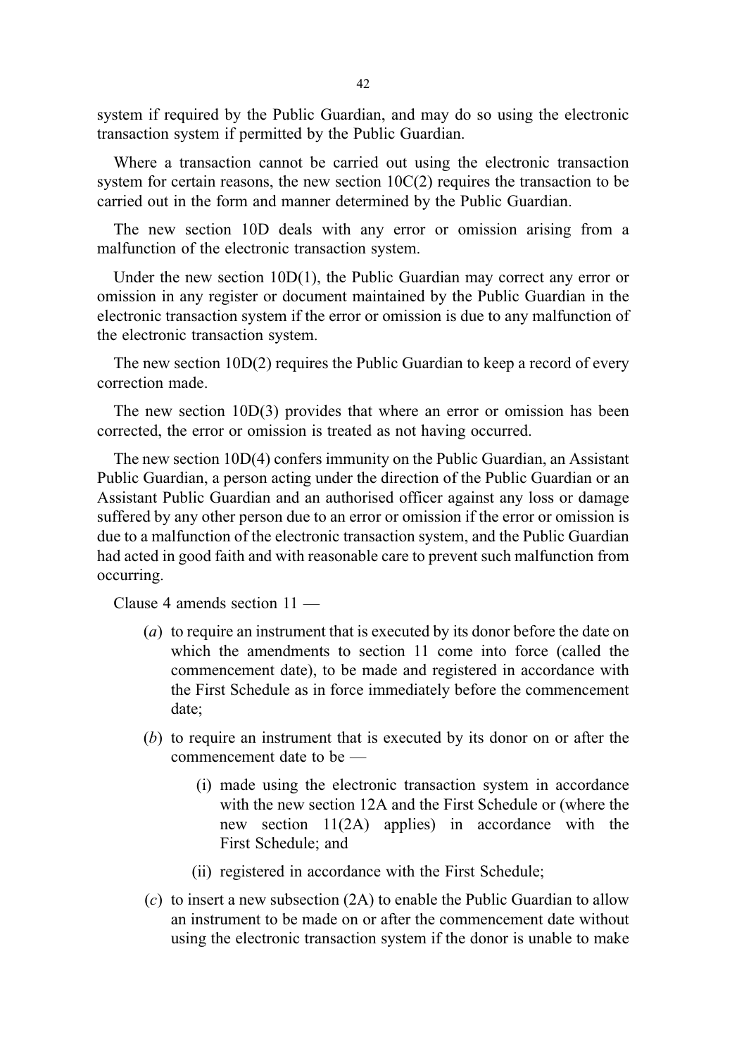system if required by the Public Guardian, and may do so using the electronic transaction system if permitted by the Public Guardian.

Where a transaction cannot be carried out using the electronic transaction system for certain reasons, the new section 10C(2) requires the transaction to be carried out in the form and manner determined by the Public Guardian.

The new section 10D deals with any error or omission arising from a malfunction of the electronic transaction system.

Under the new section 10D(1), the Public Guardian may correct any error or omission in any register or document maintained by the Public Guardian in the electronic transaction system if the error or omission is due to any malfunction of the electronic transaction system.

The new section 10D(2) requires the Public Guardian to keep a record of every correction made.

The new section 10D(3) provides that where an error or omission has been corrected, the error or omission is treated as not having occurred.

The new section 10D(4) confers immunity on the Public Guardian, an Assistant Public Guardian, a person acting under the direction of the Public Guardian or an Assistant Public Guardian and an authorised officer against any loss or damage suffered by any other person due to an error or omission if the error or omission is due to a malfunction of the electronic transaction system, and the Public Guardian had acted in good faith and with reasonable care to prevent such malfunction from occurring.

Clause 4 amends section 11 —

- (*a*) to require an instrument that is executed by its donor before the date on which the amendments to section 11 come into force (called the commencement date), to be made and registered in accordance with the First Schedule as in force immediately before the commencement date;
- (*b*) to require an instrument that is executed by its donor on or after the commencement date to be —
    - (i) made using the electronic transaction system in accordance with the new section 12A and the First Schedule or (where the new section 11(2A) applies) in accordance with the First Schedule; and
    - (ii) registered in accordance with the First Schedule;
- (*c*) to insert a new subsection (2A) to enable the Public Guardian to allow an instrument to be made on or after the commencement date without using the electronic transaction system if the donor is unable to make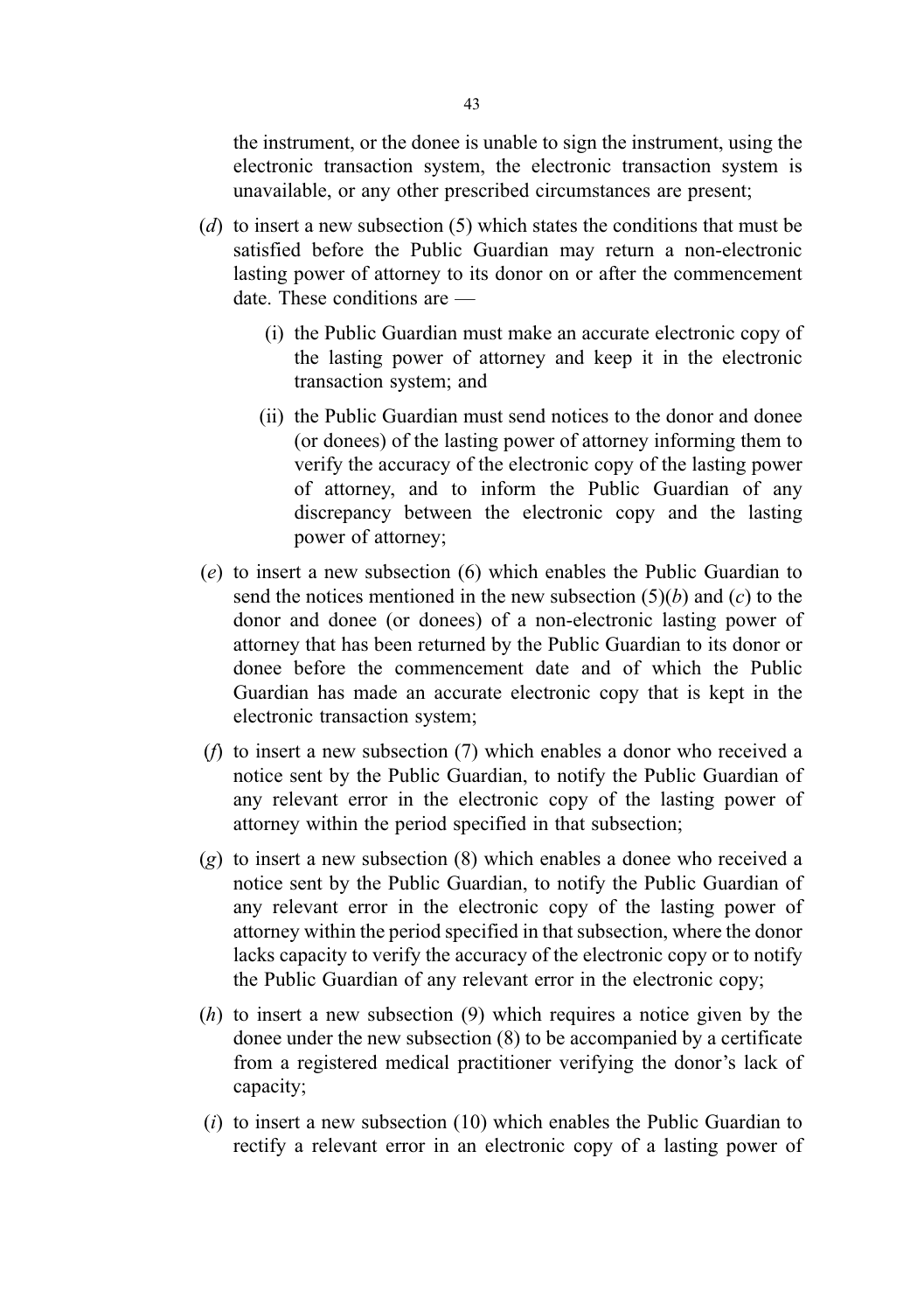the instrument, or the donee is unable to sign the instrument, using the electronic transaction system, the electronic transaction system is unavailable, or any other prescribed circumstances are present;

(*d*) to insert a new subsection (5) which states the conditions that must be satisfied before the Public Guardian may return a non-electronic lasting power of attorney to its donor on or after the commencement date. These conditions are —

(i) the Public Guardian must make an accurate electronic copy of the lasting power of attorney and keep it in the electronic transaction system; and

(ii) the Public Guardian must send notices to the donor and donee (or donees) of the lasting power of attorney informing them to verify the accuracy of the electronic copy of the lasting power of attorney, and to inform the Public Guardian of any discrepancy between the electronic copy and the lasting power of attorney;

(*e*) to insert a new subsection (6) which enables the Public Guardian to send the notices mentioned in the new subsection (5)(*b*) and (*c*) to the donor and donee (or donees) of a non-electronic lasting power of attorney that has been returned by the Public Guardian to its donor or donee before the commencement date and of which the Public Guardian has made an accurate electronic copy that is kept in the electronic transaction system;

(*f*) to insert a new subsection (7) which enables a donor who received a notice sent by the Public Guardian, to notify the Public Guardian of any relevant error in the electronic copy of the lasting power of attorney within the period specified in that subsection;

(*g*) to insert a new subsection (8) which enables a donee who received a notice sent by the Public Guardian, to notify the Public Guardian of any relevant error in the electronic copy of the lasting power of attorney within the period specified in that subsection, where the donor lacks capacity to verify the accuracy of the electronic copy or to notify the Public Guardian of any relevant error in the electronic copy;

(*h*) to insert a new subsection (9) which requires a notice given by the donee under the new subsection (8) to be accompanied by a certificate from a registered medical practitioner verifying the donor's lack of capacity;

(*i*) to insert a new subsection (10) which enables the Public Guardian to rectify a relevant error in an electronic copy of a lasting power of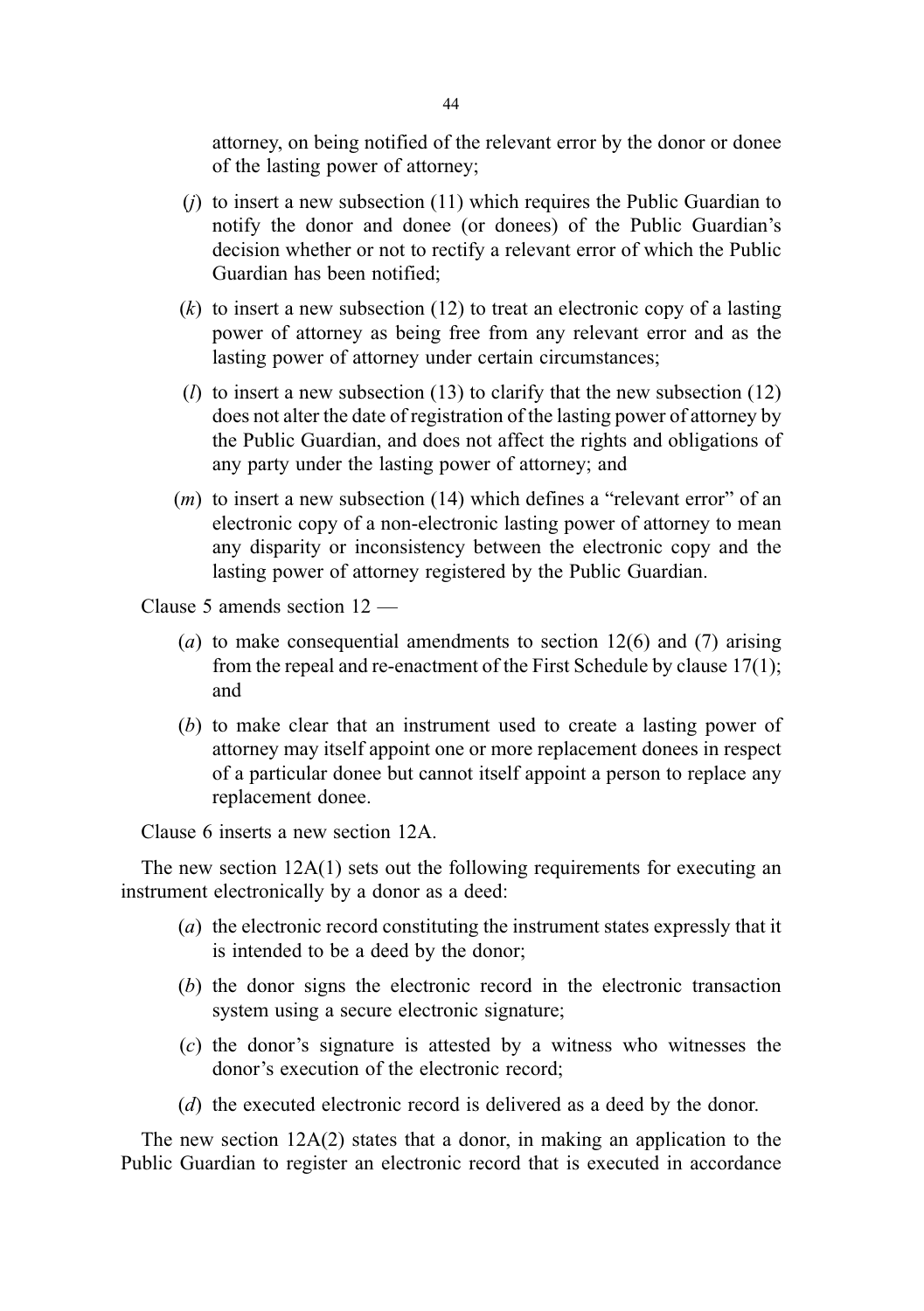attorney, on being notified of the relevant error by the donor or donee of the lasting power of attorney;

(*j*) to insert a new subsection (11) which requires the Public Guardian to notify the donor and donee (or donees) of the Public Guardian's decision whether or not to rectify a relevant error of which the Public Guardian has been notified;

(*k*) to insert a new subsection (12) to treat an electronic copy of a lasting power of attorney as being free from any relevant error and as the lasting power of attorney under certain circumstances;

(*l*) to insert a new subsection (13) to clarify that the new subsection (12) does not alter the date of registration of the lasting power of attorney by the Public Guardian, and does not affect the rights and obligations of any party under the lasting power of attorney; and

(*m*) to insert a new subsection (14) which defines a "relevant error" of an electronic copy of a non-electronic lasting power of attorney to mean any disparity or inconsistency between the electronic copy and the lasting power of attorney registered by the Public Guardian.

Clause 5 amends section 12 —

(*a*) to make consequential amendments to section 12(6) and (7) arising from the repeal and re-enactment of the First Schedule by clause 17(1); and

(*b*) to make clear that an instrument used to create a lasting power of attorney may itself appoint one or more replacement donees in respect of a particular donee but cannot itself appoint a person to replace any replacement donee.

Clause 6 inserts a new section 12A.

The new section 12A(1) sets out the following requirements for executing an instrument electronically by a donor as a deed:

(*a*) the electronic record constituting the instrument states expressly that it is intended to be a deed by the donor;

(*b*) the donor signs the electronic record in the electronic transaction system using a secure electronic signature;

(*c*) the donor's signature is attested by a witness who witnesses the donor's execution of the electronic record;

(*d*) the executed electronic record is delivered as a deed by the donor.

The new section 12A(2) states that a donor, in making an application to the Public Guardian to register an electronic record that is executed in accordance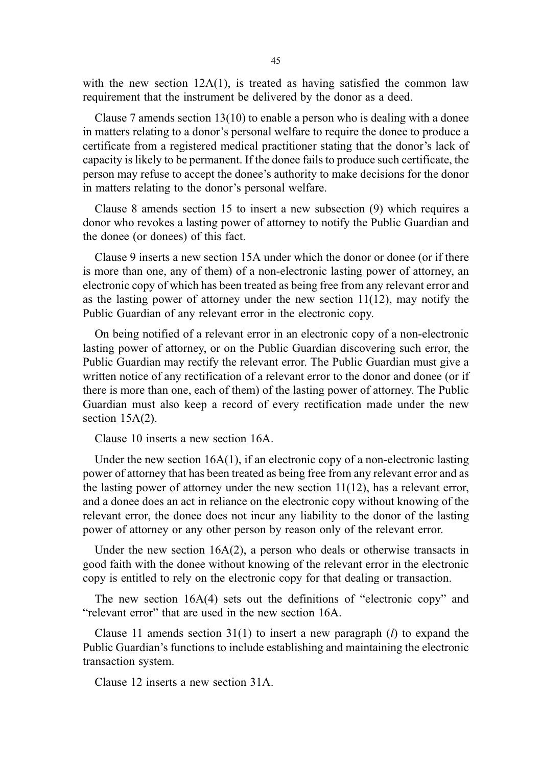with the new section 12A(1), is treated as having satisfied the common law requirement that the instrument be delivered by the donor as a deed.

Clause 7 amends section 13(10) to enable a person who is dealing with a donee in matters relating to a donor's personal welfare to require the donee to produce a certificate from a registered medical practitioner stating that the donor's lack of capacity is likely to be permanent. If the donee fails to produce such certificate, the person may refuse to accept the donee's authority to make decisions for the donor in matters relating to the donor's personal welfare.

Clause 8 amends section 15 to insert a new subsection (9) which requires a donor who revokes a lasting power of attorney to notify the Public Guardian and the donee (or donees) of this fact.

Clause 9 inserts a new section 15A under which the donor or donee (or if there is more than one, any of them) of a non-electronic lasting power of attorney, an electronic copy of which has been treated as being free from any relevant error and as the lasting power of attorney under the new section 11(12), may notify the Public Guardian of any relevant error in the electronic copy.

On being notified of a relevant error in an electronic copy of a non-electronic lasting power of attorney, or on the Public Guardian discovering such error, the Public Guardian may rectify the relevant error. The Public Guardian must give a written notice of any rectification of a relevant error to the donor and donee (or if there is more than one, each of them) of the lasting power of attorney. The Public Guardian must also keep a record of every rectification made under the new section 15A(2).

Clause 10 inserts a new section 16A.

Under the new section 16A(1), if an electronic copy of a non-electronic lasting power of attorney that has been treated as being free from any relevant error and as the lasting power of attorney under the new section 11(12), has a relevant error, and a donee does an act in reliance on the electronic copy without knowing of the relevant error, the donee does not incur any liability to the donor of the lasting power of attorney or any other person by reason only of the relevant error.

Under the new section 16A(2), a person who deals or otherwise transacts in good faith with the donee without knowing of the relevant error in the electronic copy is entitled to rely on the electronic copy for that dealing or transaction.

The new section 16A(4) sets out the definitions of "electronic copy" and "relevant error" that are used in the new section 16A.

Clause 11 amends section 31(1) to insert a new paragraph (*l*) to expand the Public Guardian's functions to include establishing and maintaining the electronic transaction system.

Clause 12 inserts a new section 31A.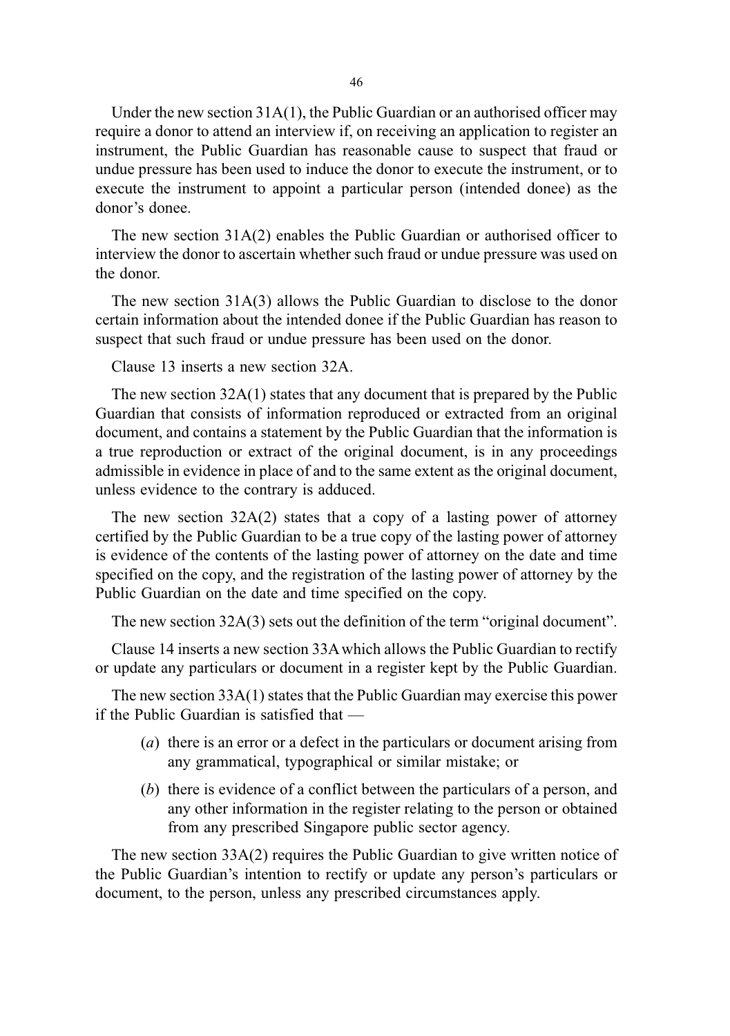Under the new section 31A(1), the Public Guardian or an authorised officer may require a donor to attend an interview if, on receiving an application to register an instrument, the Public Guardian has reasonable cause to suspect that fraud or undue pressure has been used to induce the donor to execute the instrument, or to execute the instrument to appoint a particular person (intended donee) as the donor's donee.

The new section 31A(2) enables the Public Guardian or authorised officer to interview the donor to ascertain whether such fraud or undue pressure was used on the donor.

The new section 31A(3) allows the Public Guardian to disclose to the donor certain information about the intended donee if the Public Guardian has reason to suspect that such fraud or undue pressure has been used on the donor.

Clause 13 inserts a new section 32A.

The new section 32A(1) states that any document that is prepared by the Public Guardian that consists of information reproduced or extracted from an original document, and contains a statement by the Public Guardian that the information is a true reproduction or extract of the original document, is in any proceedings admissible in evidence in place of and to the same extent as the original document, unless evidence to the contrary is adduced.

The new section 32A(2) states that a copy of a lasting power of attorney certified by the Public Guardian to be a true copy of the lasting power of attorney is evidence of the contents of the lasting power of attorney on the date and time specified on the copy, and the registration of the lasting power of attorney by the Public Guardian on the date and time specified on the copy.

The new section 32A(3) sets out the definition of the term "original document".

Clause 14 inserts a new section 33A which allows the Public Guardian to rectify or update any particulars or document in a register kept by the Public Guardian.

The new section 33A(1) states that the Public Guardian may exercise this power if the Public Guardian is satisfied that —

- (*a*) there is an error or a defect in the particulars or document arising from any grammatical, typographical or similar mistake; or
- (*b*) there is evidence of a conflict between the particulars of a person, and any other information in the register relating to the person or obtained from any prescribed Singapore public sector agency.

The new section 33A(2) requires the Public Guardian to give written notice of the Public Guardian's intention to rectify or update any person's particulars or document, to the person, unless any prescribed circumstances apply.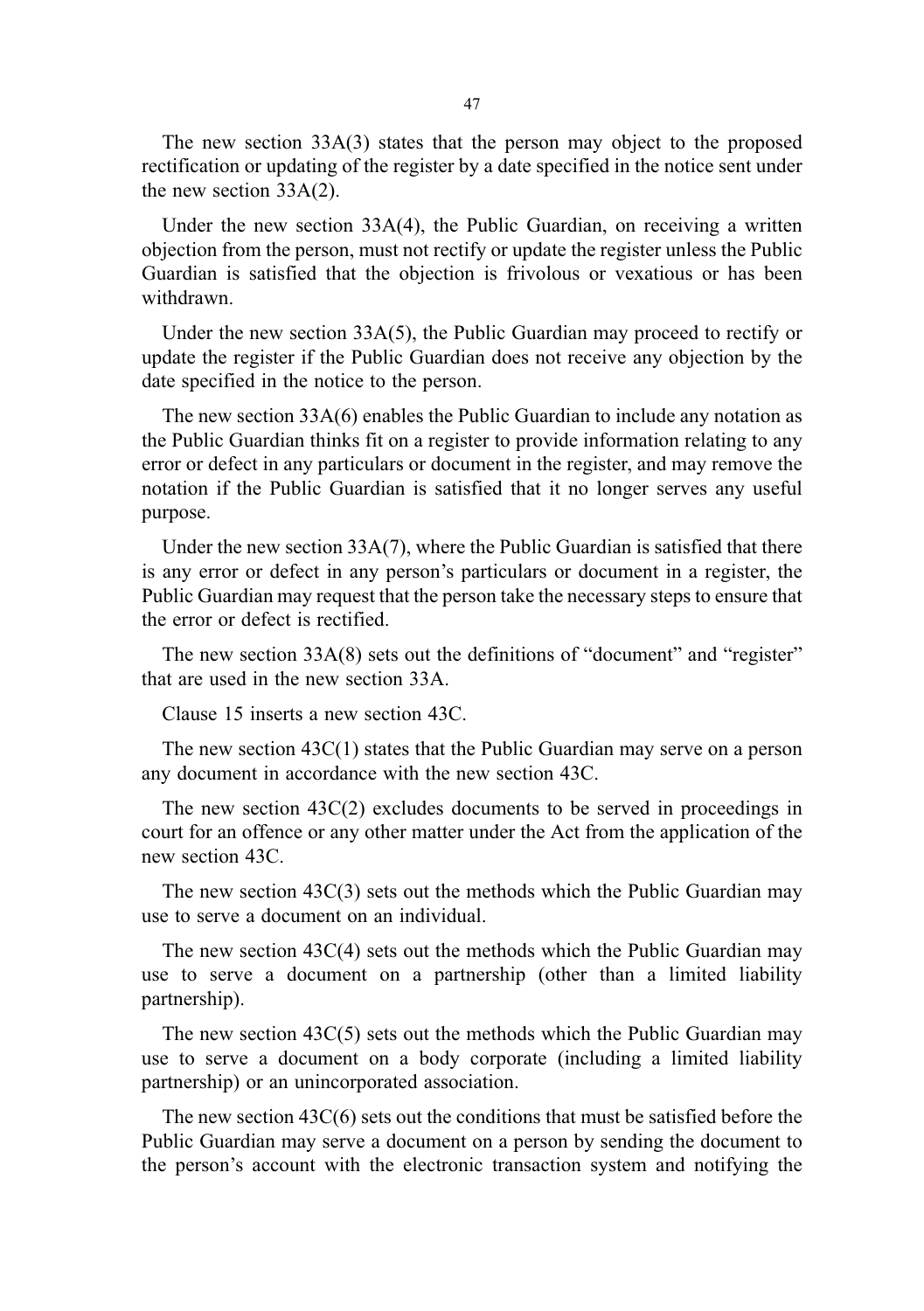The new section 33A(3) states that the person may object to the proposed rectification or updating of the register by a date specified in the notice sent under the new section 33A(2).

Under the new section 33A(4), the Public Guardian, on receiving a written objection from the person, must not rectify or update the register unless the Public Guardian is satisfied that the objection is frivolous or vexatious or has been withdrawn.

Under the new section 33A(5), the Public Guardian may proceed to rectify or update the register if the Public Guardian does not receive any objection by the date specified in the notice to the person.

The new section 33A(6) enables the Public Guardian to include any notation as the Public Guardian thinks fit on a register to provide information relating to any error or defect in any particulars or document in the register, and may remove the notation if the Public Guardian is satisfied that it no longer serves any useful purpose.

Under the new section 33A(7), where the Public Guardian is satisfied that there is any error or defect in any person's particulars or document in a register, the Public Guardian may request that the person take the necessary steps to ensure that the error or defect is rectified.

The new section 33A(8) sets out the definitions of "document" and "register" that are used in the new section 33A.

Clause 15 inserts a new section 43C.

The new section 43C(1) states that the Public Guardian may serve on a person any document in accordance with the new section 43C.

The new section 43C(2) excludes documents to be served in proceedings in court for an offence or any other matter under the Act from the application of the new section 43C.

The new section 43C(3) sets out the methods which the Public Guardian may use to serve a document on an individual.

The new section 43C(4) sets out the methods which the Public Guardian may use to serve a document on a partnership (other than a limited liability partnership).

The new section 43C(5) sets out the methods which the Public Guardian may use to serve a document on a body corporate (including a limited liability partnership) or an unincorporated association.

The new section 43C(6) sets out the conditions that must be satisfied before the Public Guardian may serve a document on a person by sending the document to the person's account with the electronic transaction system and notifying the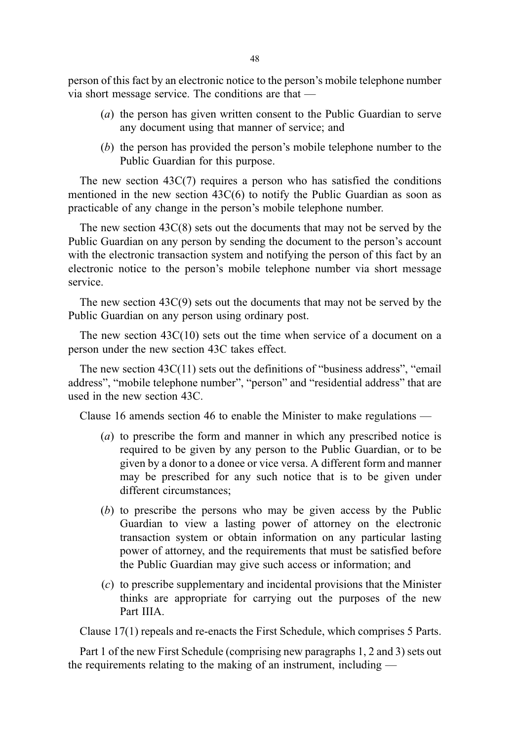person of this fact by an electronic notice to the person's mobile telephone number via short message service. The conditions are that —

- (*a*) the person has given written consent to the Public Guardian to serve any document using that manner of service; and
- (*b*) the person has provided the person's mobile telephone number to the Public Guardian for this purpose.

The new section 43C(7) requires a person who has satisfied the conditions mentioned in the new section 43C(6) to notify the Public Guardian as soon as practicable of any change in the person's mobile telephone number.

The new section 43C(8) sets out the documents that may not be served by the Public Guardian on any person by sending the document to the person's account with the electronic transaction system and notifying the person of this fact by an electronic notice to the person's mobile telephone number via short message service.

The new section 43C(9) sets out the documents that may not be served by the Public Guardian on any person using ordinary post.

The new section 43C(10) sets out the time when service of a document on a person under the new section 43C takes effect.

The new section 43C(11) sets out the definitions of "business address", "email address", "mobile telephone number", "person" and "residential address" that are used in the new section 43C.

Clause 16 amends section 46 to enable the Minister to make regulations —

- (*a*) to prescribe the form and manner in which any prescribed notice is required to be given by any person to the Public Guardian, or to be given by a donor to a donee or vice versa. A different form and manner may be prescribed for any such notice that is to be given under different circumstances;
- (*b*) to prescribe the persons who may be given access by the Public Guardian to view a lasting power of attorney on the electronic transaction system or obtain information on any particular lasting power of attorney, and the requirements that must be satisfied before the Public Guardian may give such access or information; and
- (*c*) to prescribe supplementary and incidental provisions that the Minister thinks are appropriate for carrying out the purposes of the new Part IIIA.

Clause 17(1) repeals and re-enacts the First Schedule, which comprises 5 Parts.

Part 1 of the new First Schedule (comprising new paragraphs 1, 2 and 3) sets out the requirements relating to the making of an instrument, including —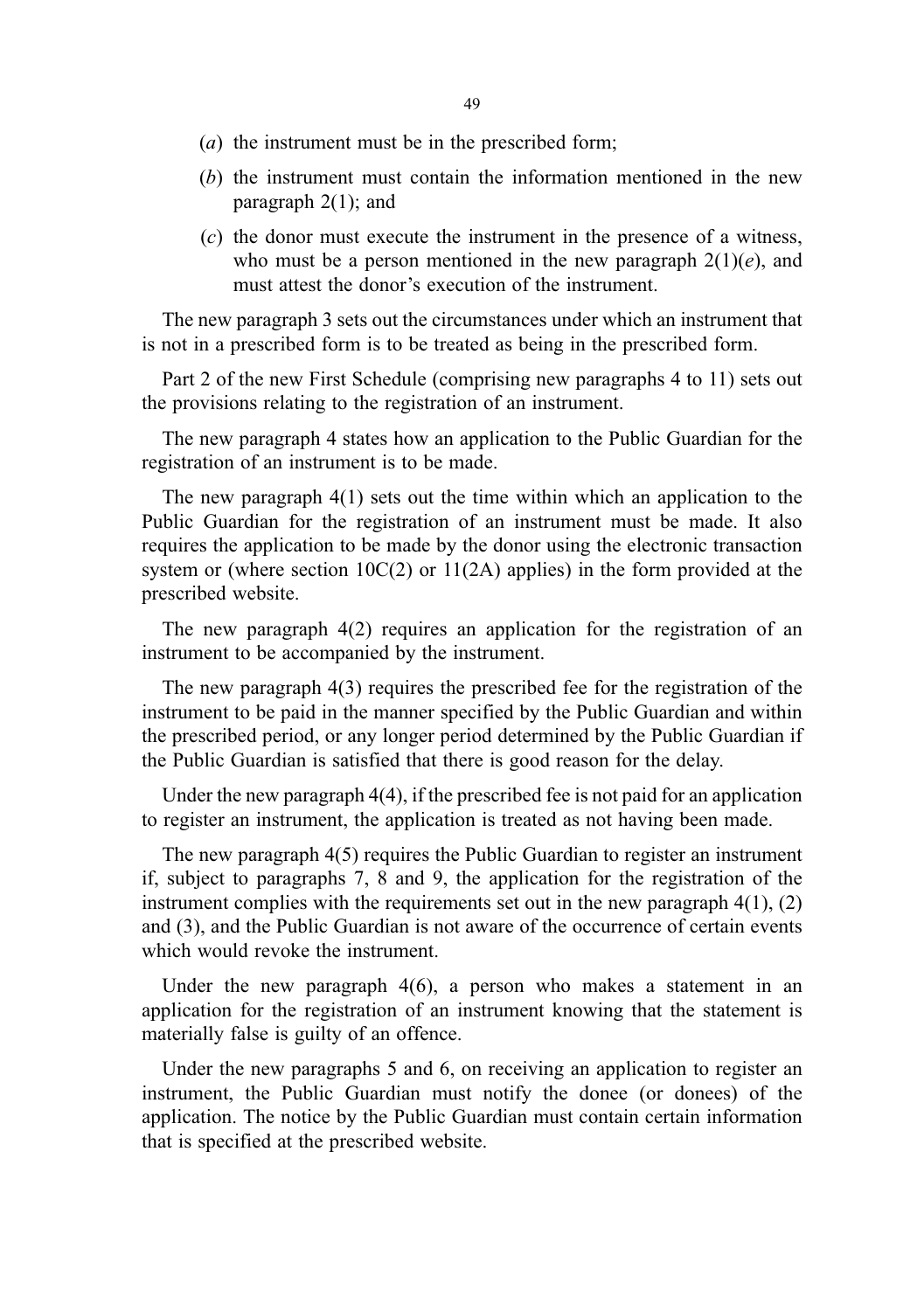(*a*) the instrument must be in the prescribed form;

(*b*) the instrument must contain the information mentioned in the new paragraph 2(1); and

(*c*) the donor must execute the instrument in the presence of a witness, who must be a person mentioned in the new paragraph 2(1)(*e*), and must attest the donor's execution of the instrument.

The new paragraph 3 sets out the circumstances under which an instrument that is not in a prescribed form is to be treated as being in the prescribed form.

Part 2 of the new First Schedule (comprising new paragraphs 4 to 11) sets out the provisions relating to the registration of an instrument.

The new paragraph 4 states how an application to the Public Guardian for the registration of an instrument is to be made.

The new paragraph 4(1) sets out the time within which an application to the Public Guardian for the registration of an instrument must be made. It also requires the application to be made by the donor using the electronic transaction system or (where section 10C(2) or 11(2A) applies) in the form provided at the prescribed website.

The new paragraph 4(2) requires an application for the registration of an instrument to be accompanied by the instrument.

The new paragraph 4(3) requires the prescribed fee for the registration of the instrument to be paid in the manner specified by the Public Guardian and within the prescribed period, or any longer period determined by the Public Guardian if the Public Guardian is satisfied that there is good reason for the delay.

Under the new paragraph 4(4), if the prescribed fee is not paid for an application to register an instrument, the application is treated as not having been made.

The new paragraph 4(5) requires the Public Guardian to register an instrument if, subject to paragraphs 7, 8 and 9, the application for the registration of the instrument complies with the requirements set out in the new paragraph 4(1), (2) and (3), and the Public Guardian is not aware of the occurrence of certain events which would revoke the instrument.

Under the new paragraph 4(6), a person who makes a statement in an application for the registration of an instrument knowing that the statement is materially false is guilty of an offence.

Under the new paragraphs 5 and 6, on receiving an application to register an instrument, the Public Guardian must notify the donee (or donees) of the application. The notice by the Public Guardian must contain certain information that is specified at the prescribed website.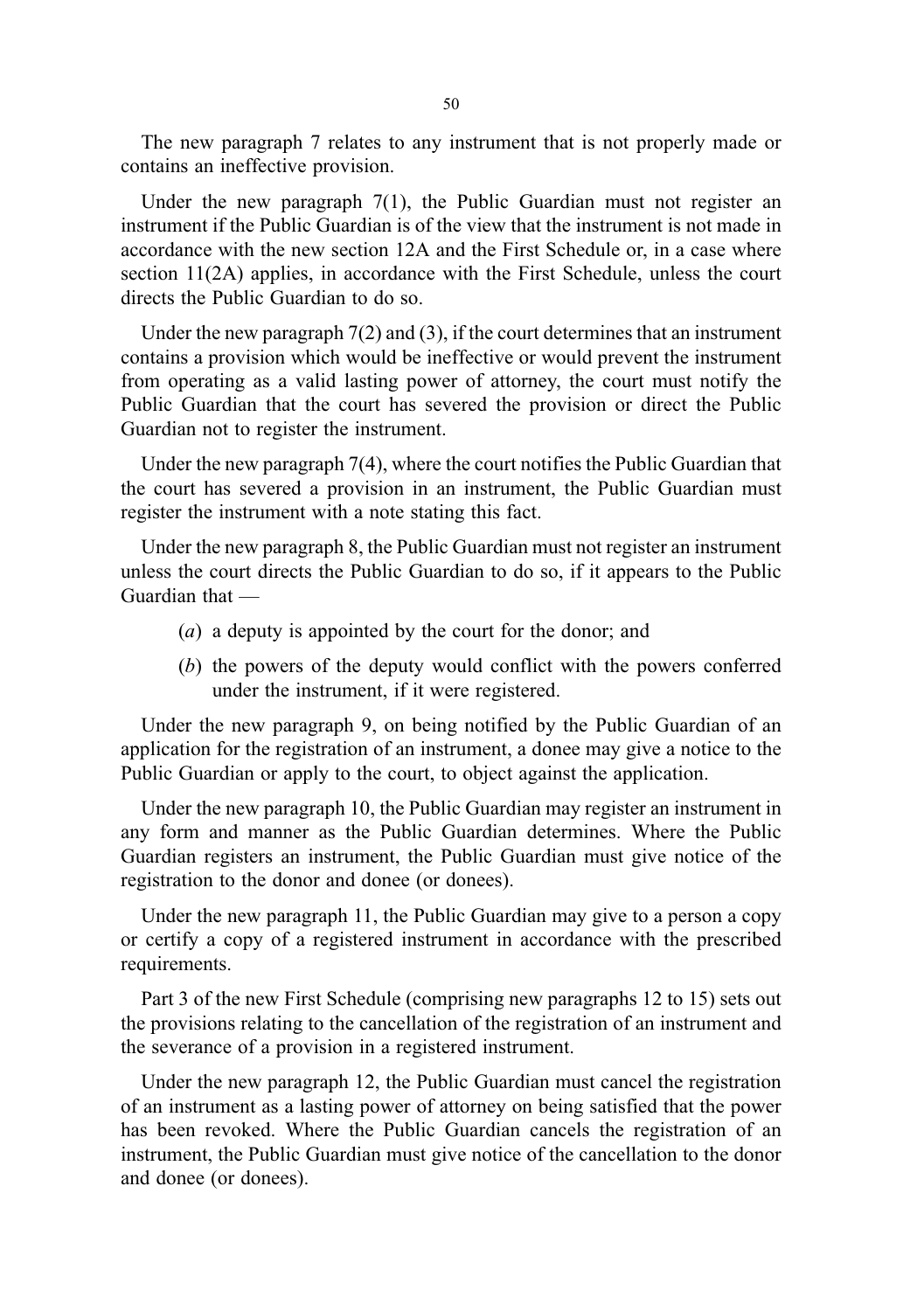The new paragraph 7 relates to any instrument that is not properly made or contains an ineffective provision.

Under the new paragraph 7(1), the Public Guardian must not register an instrument if the Public Guardian is of the view that the instrument is not made in accordance with the new section 12A and the First Schedule or, in a case where section 11(2A) applies, in accordance with the First Schedule, unless the court directs the Public Guardian to do so.

Under the new paragraph 7(2) and (3), if the court determines that an instrument contains a provision which would be ineffective or would prevent the instrument from operating as a valid lasting power of attorney, the court must notify the Public Guardian that the court has severed the provision or direct the Public Guardian not to register the instrument.

Under the new paragraph 7(4), where the court notifies the Public Guardian that the court has severed a provision in an instrument, the Public Guardian must register the instrument with a note stating this fact.

Under the new paragraph 8, the Public Guardian must not register an instrument unless the court directs the Public Guardian to do so, if it appears to the Public Guardian that —

(*a*) a deputy is appointed by the court for the donor; and

(*b*) the powers of the deputy would conflict with the powers conferred under the instrument, if it were registered.

Under the new paragraph 9, on being notified by the Public Guardian of an application for the registration of an instrument, a donee may give a notice to the Public Guardian or apply to the court, to object against the application.

Under the new paragraph 10, the Public Guardian may register an instrument in any form and manner as the Public Guardian determines. Where the Public Guardian registers an instrument, the Public Guardian must give notice of the registration to the donor and donee (or donees).

Under the new paragraph 11, the Public Guardian may give to a person a copy or certify a copy of a registered instrument in accordance with the prescribed requirements.

Part 3 of the new First Schedule (comprising new paragraphs 12 to 15) sets out the provisions relating to the cancellation of the registration of an instrument and the severance of a provision in a registered instrument.

Under the new paragraph 12, the Public Guardian must cancel the registration of an instrument as a lasting power of attorney on being satisfied that the power has been revoked. Where the Public Guardian cancels the registration of an instrument, the Public Guardian must give notice of the cancellation to the donor and donee (or donees).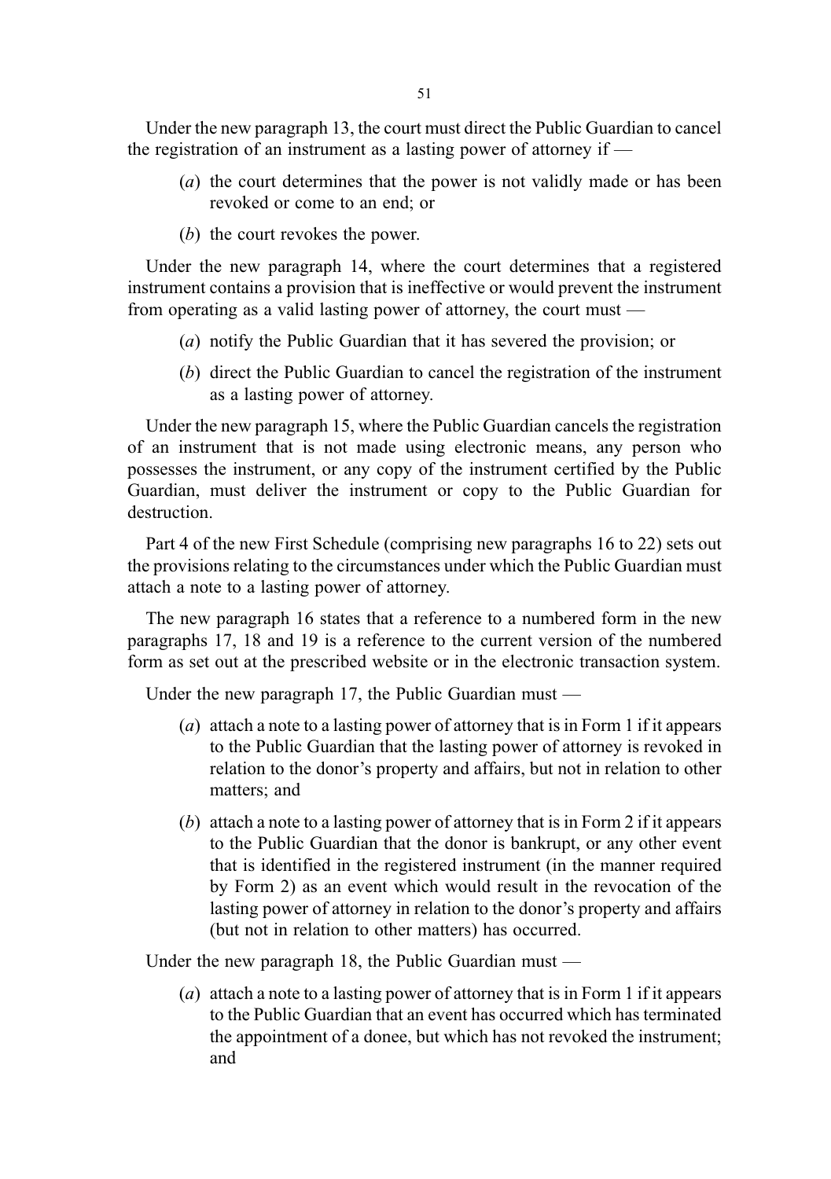Under the new paragraph 13, the court must direct the Public Guardian to cancel the registration of an instrument as a lasting power of attorney if —

- (*a*) the court determines that the power is not validly made or has been revoked or come to an end; or
- (*b*) the court revokes the power.

Under the new paragraph 14, where the court determines that a registered instrument contains a provision that is ineffective or would prevent the instrument from operating as a valid lasting power of attorney, the court must —

- (*a*) notify the Public Guardian that it has severed the provision; or
- (*b*) direct the Public Guardian to cancel the registration of the instrument as a lasting power of attorney.

Under the new paragraph 15, where the Public Guardian cancels the registration of an instrument that is not made using electronic means, any person who possesses the instrument, or any copy of the instrument certified by the Public Guardian, must deliver the instrument or copy to the Public Guardian for destruction.

Part 4 of the new First Schedule (comprising new paragraphs 16 to 22) sets out the provisions relating to the circumstances under which the Public Guardian must attach a note to a lasting power of attorney.

The new paragraph 16 states that a reference to a numbered form in the new paragraphs 17, 18 and 19 is a reference to the current version of the numbered form as set out at the prescribed website or in the electronic transaction system.

Under the new paragraph 17, the Public Guardian must —

- (*a*) attach a note to a lasting power of attorney that is in Form 1 if it appears to the Public Guardian that the lasting power of attorney is revoked in relation to the donor's property and affairs, but not in relation to other matters; and
- (*b*) attach a note to a lasting power of attorney that is in Form 2 if it appears to the Public Guardian that the donor is bankrupt, or any other event that is identified in the registered instrument (in the manner required by Form 2) as an event which would result in the revocation of the lasting power of attorney in relation to the donor's property and affairs (but not in relation to other matters) has occurred.

Under the new paragraph 18, the Public Guardian must —

- (*a*) attach a note to a lasting power of attorney that is in Form 1 if it appears to the Public Guardian that an event has occurred which has terminated the appointment of a donee, but which has not revoked the instrument; and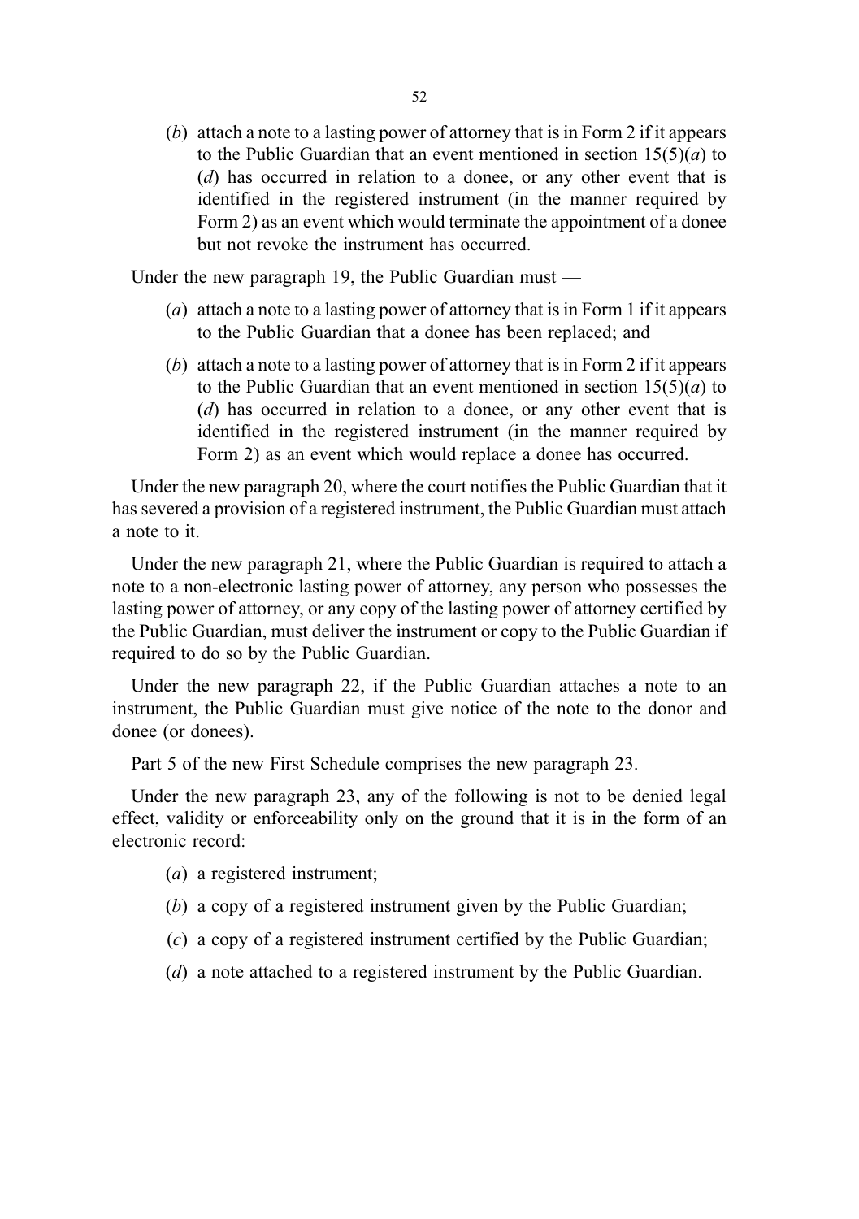(*b*) attach a note to a lasting power of attorney that is in Form 2 if it appears to the Public Guardian that an event mentioned in section 15(5)(*a*) to (*d*) has occurred in relation to a donee, or any other event that is identified in the registered instrument (in the manner required by Form 2) as an event which would terminate the appointment of a donee but not revoke the instrument has occurred.

Under the new paragraph 19, the Public Guardian must —

(*a*) attach a note to a lasting power of attorney that is in Form 1 if it appears to the Public Guardian that a donee has been replaced; and

(*b*) attach a note to a lasting power of attorney that is in Form 2 if it appears to the Public Guardian that an event mentioned in section 15(5)(*a*) to (*d*) has occurred in relation to a donee, or any other event that is identified in the registered instrument (in the manner required by Form 2) as an event which would replace a donee has occurred.

Under the new paragraph 20, where the court notifies the Public Guardian that it has severed a provision of a registered instrument, the Public Guardian must attach a note to it.

Under the new paragraph 21, where the Public Guardian is required to attach a note to a non-electronic lasting power of attorney, any person who possesses the lasting power of attorney, or any copy of the lasting power of attorney certified by the Public Guardian, must deliver the instrument or copy to the Public Guardian if required to do so by the Public Guardian.

Under the new paragraph 22, if the Public Guardian attaches a note to an instrument, the Public Guardian must give notice of the note to the donor and donee (or donees).

Part 5 of the new First Schedule comprises the new paragraph 23.

Under the new paragraph 23, any of the following is not to be denied legal effect, validity or enforceability only on the ground that it is in the form of an electronic record:

(*a*) a registered instrument;

(*b*) a copy of a registered instrument given by the Public Guardian;

(*c*) a copy of a registered instrument certified by the Public Guardian;

(*d*) a note attached to a registered instrument by the Public Guardian.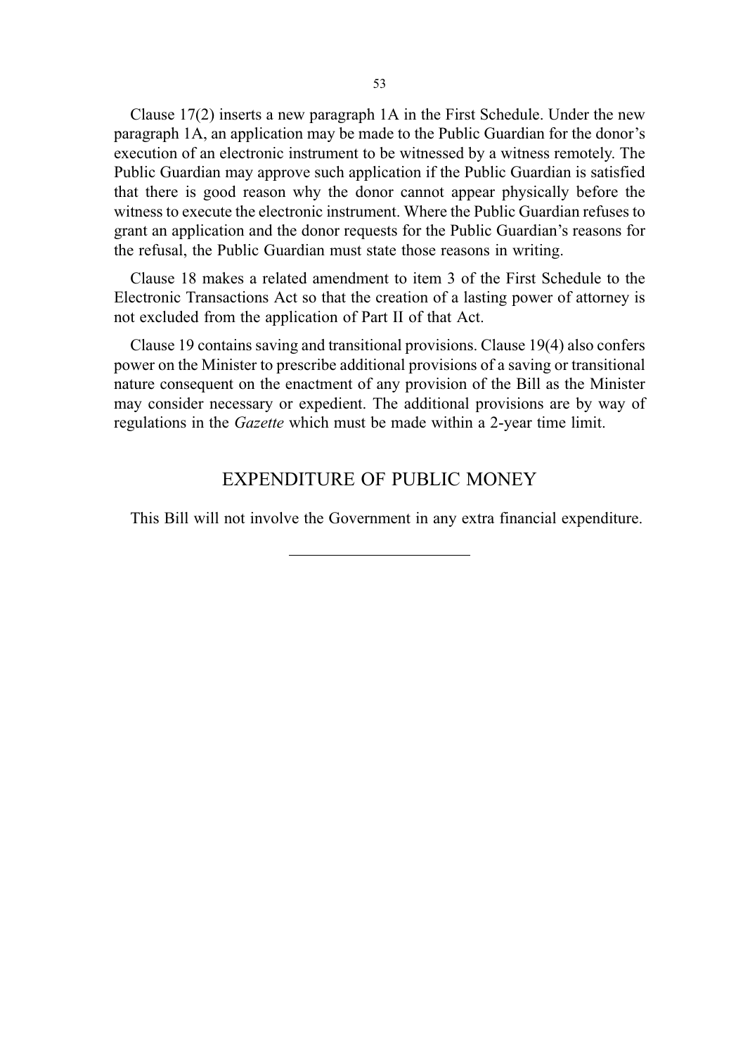Clause 17(2) inserts a new paragraph 1A in the First Schedule. Under the new paragraph 1A, an application may be made to the Public Guardian for the donor's execution of an electronic instrument to be witnessed by a witness remotely. The Public Guardian may approve such application if the Public Guardian is satisfied that there is good reason why the donor cannot appear physically before the witness to execute the electronic instrument. Where the Public Guardian refuses to grant an application and the donor requests for the Public Guardian's reasons for the refusal, the Public Guardian must state those reasons in writing.

Clause 18 makes a related amendment to item 3 of the First Schedule to the Electronic Transactions Act so that the creation of a lasting power of attorney is not excluded from the application of Part II of that Act.

Clause 19 contains saving and transitional provisions. Clause 19(4) also confers power on the Minister to prescribe additional provisions of a saving or transitional nature consequent on the enactment of any provision of the Bill as the Minister may consider necessary or expedient. The additional provisions are by way of regulations in the *Gazette* which must be made within a 2-year time limit.

## EXPENDITURE OF PUBLIC MONEY

This Bill will not involve the Government in any extra financial expenditure.